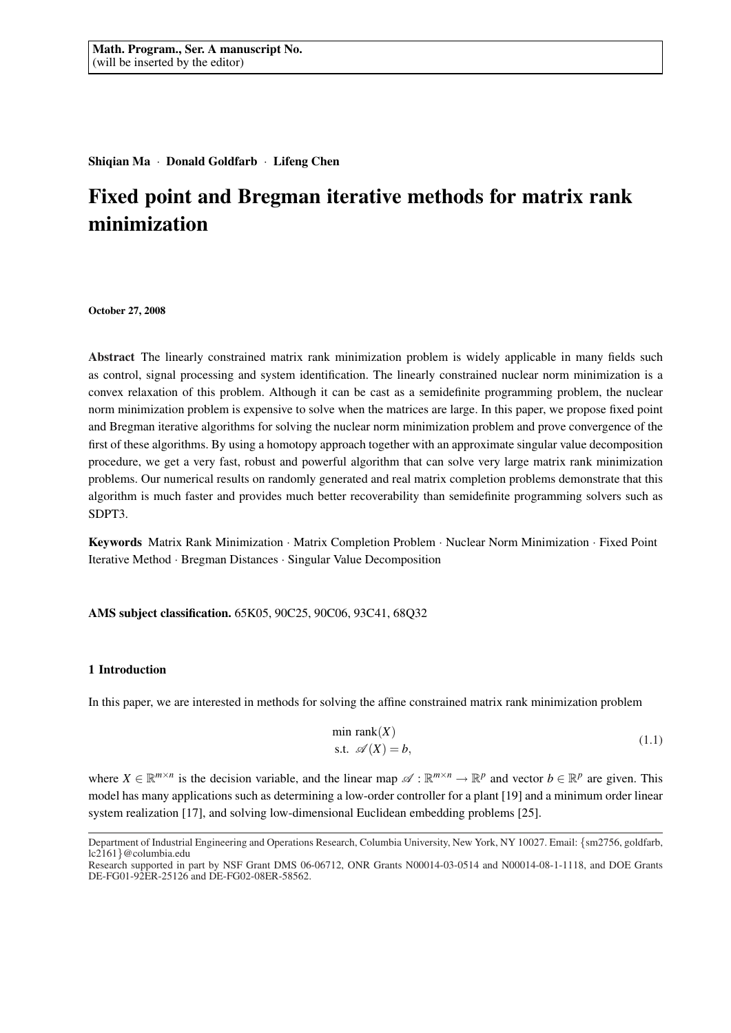Math. Program., Ser. A manuscript No.
(will be inserted by the editor)

**Shiqian Ma · Donald Goldfarb · Lifeng Chen**

# Fixed point and Bregman iterative methods for matrix rank minimization

**October 27, 2008**

**Abstract** The linearly constrained matrix rank minimization problem is widely applicable in many fields such as control, signal processing and system identification. The linearly constrained nuclear norm minimization is a convex relaxation of this problem. Although it can be cast as a semidefinite programming problem, the nuclear norm minimization problem is expensive to solve when the matrices are large. In this paper, we propose fixed point and Bregman iterative algorithms for solving the nuclear norm minimization problem and prove convergence of the first of these algorithms. By using a homotopy approach together with an approximate singular value decomposition procedure, we get a very fast, robust and powerful algorithm that can solve very large matrix rank minimization problems. Our numerical results on randomly generated and real matrix completion problems demonstrate that this algorithm is much faster and provides much better recoverability than semidefinite programming solvers such as SDPT3.

**Keywords** Matrix Rank Minimization · Matrix Completion Problem · Nuclear Norm Minimization · Fixed Point Iterative Method · Bregman Distances · Singular Value Decomposition

**AMS subject classification.** 65K05, 90C25, 90C06, 93C41, 68Q32

## 1 Introduction

In this paper, we are interested in methods for solving the affine constrained matrix rank minimization problem

$$\begin{array}{ll} \min & \operatorname{rank}(X) \\ \text{s.t.} & \mathscr{A}(X) = b, \end{array} \tag{1.1}$$

where $X \in \mathbb{R}^{m\times n}$ is the decision variable, and the linear map $\mathscr{A} : \mathbb{R}^{m\times n} \to \mathbb{R}^p$ and vector $b \in \mathbb{R}^p$ are given. This model has many applications such as determining a low-order controller for a plant [19] and a minimum order linear system realization [17], and solving low-dimensional Euclidean embedding problems [25].

Department of Industrial Engineering and Operations Research, Columbia University, New York, NY 10027. Email: {sm2756, goldfarb, lc2161}@columbia.edu
Research supported in part by NSF Grant DMS 06-06712, ONR Grants N00014-03-0514 and N00014-08-1-1118, and DOE Grants DE-FG01-92ER-25126 and DE-FG02-08ER-58562.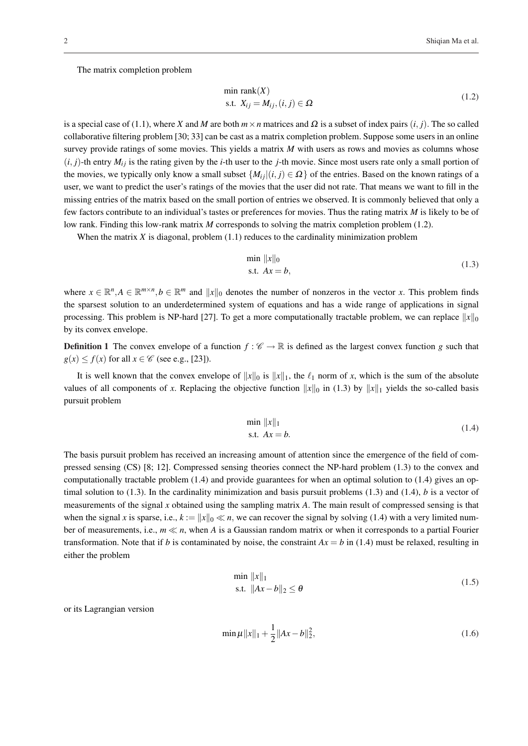The matrix completion problem

$$
\begin{array}{ll}
\min & \text{rank}(X) \\
\text{s.t.} & X_{ij} = M_{ij}, (i,j) \in \Omega
\end{array}
\tag{1.2}
$$

is a special case of (1.1), where $X$ and $M$ are both $m \times n$ matrices and $\Omega$ is a subset of index pairs $(i, j)$. The so called collaborative filtering problem [30; 33] can be cast as a matrix completion problem. Suppose some users in an online survey provide ratings of some movies. This yields a matrix $M$ with users as rows and movies as columns whose $(i, j)$-th entry $M_{ij}$ is the rating given by the $i$-th user to the $j$-th movie. Since most users rate only a small portion of the movies, we typically only know a small subset $\{M_{ij} | (i, j) \in \Omega\}$ of the entries. Based on the known ratings of a user, we want to predict the user's ratings of the movies that the user did not rate. That means we want to fill in the missing entries of the matrix based on the small portion of entries we observed. It is commonly believed that only a few factors contribute to an individual's tastes or preferences for movies. Thus the rating matrix $M$ is likely to be of low rank. Finding this low-rank matrix $M$ corresponds to solving the matrix completion problem (1.2).

When the matrix $X$ is diagonal, problem (1.1) reduces to the cardinality minimization problem

$$
\begin{array}{ll}
\min & \|x\|_0 \\
\text{s.t.} & Ax = b,
\end{array}
\tag{1.3}
$$

where $x \in \mathbb{R}^n, A \in \mathbb{R}^{m \times n}, b \in \mathbb{R}^m$ and $\|x\|_0$ denotes the number of nonzeros in the vector $x$. This problem finds the sparsest solution to an underdetermined system of equations and has a wide range of applications in signal processing. This problem is NP-hard [27]. To get a more computationally tractable problem, we can replace $\|x\|_0$ by its convex envelope.

**Definition 1** The convex envelope of a function $f : \mathscr{C} \to \mathbb{R}$ is defined as the largest convex function $g$ such that $g(x) \leq f(x)$ for all $x \in \mathscr{C}$ (see e.g., [23]).

It is well known that the convex envelope of $\|x\|_0$ is $\|x\|_1$, the $\ell_1$ norm of $x$, which is the sum of the absolute values of all components of $x$. Replacing the objective function $\|x\|_0$ in (1.3) by $\|x\|_1$ yields the so-called basis pursuit problem

$$
\begin{array}{ll}
\min & \|x\|_1 \\
\text{s.t.} & Ax = b.
\end{array}
\tag{1.4}
$$

The basis pursuit problem has received an increasing amount of attention since the emergence of the field of compressed sensing (CS) [8; 12]. Compressed sensing theories connect the NP-hard problem (1.3) to the convex and computationally tractable problem (1.4) and provide guarantees for when an optimal solution to (1.4) gives an optimal solution to (1.3). In the cardinality minimization and basis pursuit problems (1.3) and (1.4), $b$ is a vector of measurements of the signal $x$ obtained using the sampling matrix $A$. The main result of compressed sensing is that when the signal $x$ is sparse, i.e., $k := \|x\|_0 \ll n$, we can recover the signal by solving (1.4) with a very limited number of measurements, i.e., $m \ll n$, when $A$ is a Gaussian random matrix or when it corresponds to a partial Fourier transformation. Note that if $b$ is contaminated by noise, the constraint $Ax = b$ in (1.4) must be relaxed, resulting in either the problem

$$
\begin{array}{ll}
\min & \|x\|_1 \\
\text{s.t.} & \|Ax - b\|_2 \leq \theta
\end{array}
\tag{1.5}
$$

or its Lagrangian version

$$
\min \mu \|x\|_1 + \frac{1}{2}\|Ax - b\|_2^2,
\tag{1.6}
$$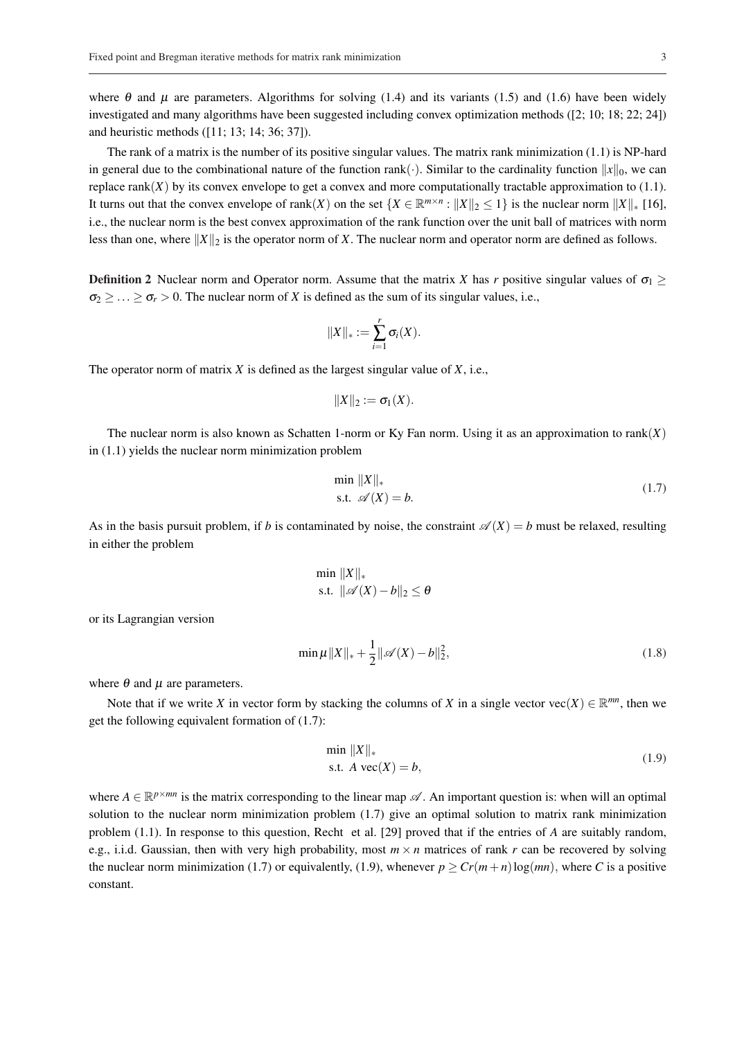where $\theta$ and $\mu$ are parameters. Algorithms for solving (1.4) and its variants (1.5) and (1.6) have been widely investigated and many algorithms have been suggested including convex optimization methods ([2; 10; 18; 22; 24]) and heuristic methods ([11; 13; 14; 36; 37]).

The rank of a matrix is the number of its positive singular values. The matrix rank minimization (1.1) is NP-hard in general due to the combinational nature of the function $\text{rank}(\cdot)$. Similar to the cardinality function $\|x\|_0$, we can replace $\text{rank}(X)$ by its convex envelope to get a convex and more computationally tractable approximation to (1.1). It turns out that the convex envelope of $\text{rank}(X)$ on the set $\{X \in \mathbb{R}^{m\times n} : \|X\|_2 \leq 1\}$ is the nuclear norm $\|X\|_*$ [16], i.e., the nuclear norm is the best convex approximation of the rank function over the unit ball of matrices with norm less than one, where $\|X\|_2$ is the operator norm of $X$. The nuclear norm and operator norm are defined as follows.

**Definition 2** Nuclear norm and Operator norm. Assume that the matrix $X$ has $r$ positive singular values of $\sigma_1 \geq \sigma_2 \geq \ldots \geq \sigma_r > 0$. The nuclear norm of $X$ is defined as the sum of its singular values, i.e.,

$$\|X\|_* := \sum_{i=1}^{r} \sigma_i(X).$$

The operator norm of matrix $X$ is defined as the largest singular value of $X$, i.e.,

$$\|X\|_2 := \sigma_1(X).$$

The nuclear norm is also known as Schatten 1-norm or Ky Fan norm. Using it as an approximation to $\text{rank}(X)$ in (1.1) yields the nuclear norm minimization problem

$$\begin{array}{ll} \min & \|X\|_* \\ \text{s.t.} & \mathscr{A}(X) = b. \end{array} \tag{1.7}$$

As in the basis pursuit problem, if $b$ is contaminated by noise, the constraint $\mathscr{A}(X) = b$ must be relaxed, resulting in either the problem

$$\begin{array}{ll} \min & \|X\|_* \\ \text{s.t.} & \|\mathscr{A}(X) - b\|_2 \leq \theta \end{array}$$

or its Lagrangian version

$$\min \mu \|X\|_* + \frac{1}{2}\|\mathscr{A}(X) - b\|_2^2, \tag{1.8}$$

where $\theta$ and $\mu$ are parameters.

Note that if we write $X$ in vector form by stacking the columns of $X$ in a single vector $\text{vec}(X) \in \mathbb{R}^{mn}$, then we get the following equivalent formation of (1.7):

$$\begin{array}{ll} \min & \|X\|_* \\ \text{s.t.} & A\ \text{vec}(X) = b, \end{array} \tag{1.9}$$

where $A \in \mathbb{R}^{p\times mn}$ is the matrix corresponding to the linear map $\mathscr{A}$. An important question is: when will an optimal solution to the nuclear norm minimization problem (1.7) give an optimal solution to matrix rank minimization problem (1.1). In response to this question, Recht et al. [29] proved that if the entries of $A$ are suitably random, e.g., i.i.d. Gaussian, then with very high probability, most $m \times n$ matrices of rank $r$ can be recovered by solving the nuclear norm minimization (1.7) or equivalently, (1.9), whenever $p \geq Cr(m+n)\log(mn)$, where $C$ is a positive constant.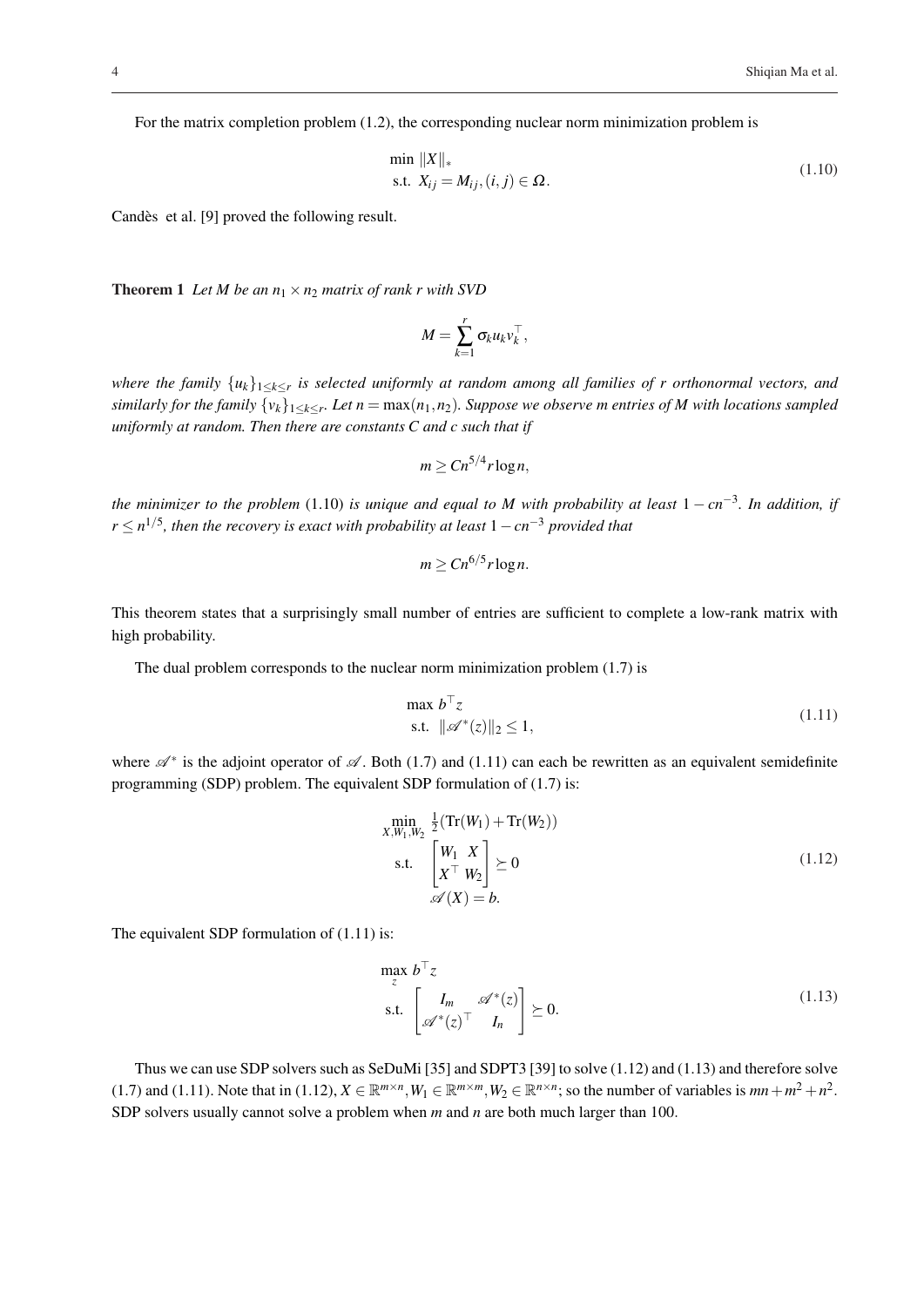For the matrix completion problem (1.2), the corresponding nuclear norm minimization problem is

$$
\begin{array}{ll}
\min & \|X\|_* \\
\text{s.t.} & X_{ij} = M_{ij}, (i,j) \in \Omega.
\end{array}
\tag{1.10}
$$

Candès et al. [9] proved the following result.

**Theorem 1** *Let $M$ be an $n_1 \times n_2$ matrix of rank $r$ with SVD*

$$
M = \sum_{k=1}^{r} \sigma_k u_k v_k^\top,
$$

*where the family $\{u_k\}_{1 \leq k \leq r}$ is selected uniformly at random among all families of $r$ orthonormal vectors, and similarly for the family $\{v_k\}_{1 \leq k \leq r}$. Let $n = \max(n_1, n_2)$. Suppose we observe $m$ entries of $M$ with locations sampled uniformly at random. Then there are constants $C$ and $c$ such that if*

$$
m \geq C n^{5/4} r \log n,
$$

*the minimizer to the problem (1.10) is unique and equal to $M$ with probability at least $1 - cn^{-3}$. In addition, if $r \leq n^{1/5}$, then the recovery is exact with probability at least $1 - cn^{-3}$ provided that*

$$
m \geq C n^{6/5} r \log n.
$$

This theorem states that a surprisingly small number of entries are sufficient to complete a low-rank matrix with high probability.

The dual problem corresponds to the nuclear norm minimization problem (1.7) is

$$
\begin{array}{ll}
\max & b^\top z \\
\text{s.t.} & \|\mathscr{A}^*(z)\|_2 \leq 1,
\end{array}
\tag{1.11}
$$

where $\mathscr{A}^*$ is the adjoint operator of $\mathscr{A}$. Both (1.7) and (1.11) can each be rewritten as an equivalent semidefinite programming (SDP) problem. The equivalent SDP formulation of (1.7) is:

$$
\begin{array}{ll}
\min\limits_{X, W_1, W_2} & \frac{1}{2}(\operatorname{Tr}(W_1) + \operatorname{Tr}(W_2)) \\
\text{s.t.} & \begin{bmatrix} W_1 & X \\ X^\top & W_2 \end{bmatrix} \succeq 0 \\
& \mathscr{A}(X) = b.
\end{array}
\tag{1.12}
$$

The equivalent SDP formulation of (1.11) is:

$$
\begin{array}{ll}
\max\limits_{z} & b^\top z \\
\text{s.t.} & \begin{bmatrix} I_m & \mathscr{A}^*(z) \\ \mathscr{A}^*(z)^\top & I_n \end{bmatrix} \succeq 0.
\end{array}
\tag{1.13}
$$

Thus we can use SDP solvers such as SeDuMi [35] and SDPT3 [39] to solve (1.12) and (1.13) and therefore solve (1.7) and (1.11). Note that in (1.12), $X \in \mathbb{R}^{m \times n}, W_1 \in \mathbb{R}^{m \times m}, W_2 \in \mathbb{R}^{n \times n}$; so the number of variables is $mn + m^2 + n^2$. SDP solvers usually cannot solve a problem when $m$ and $n$ are both much larger than 100.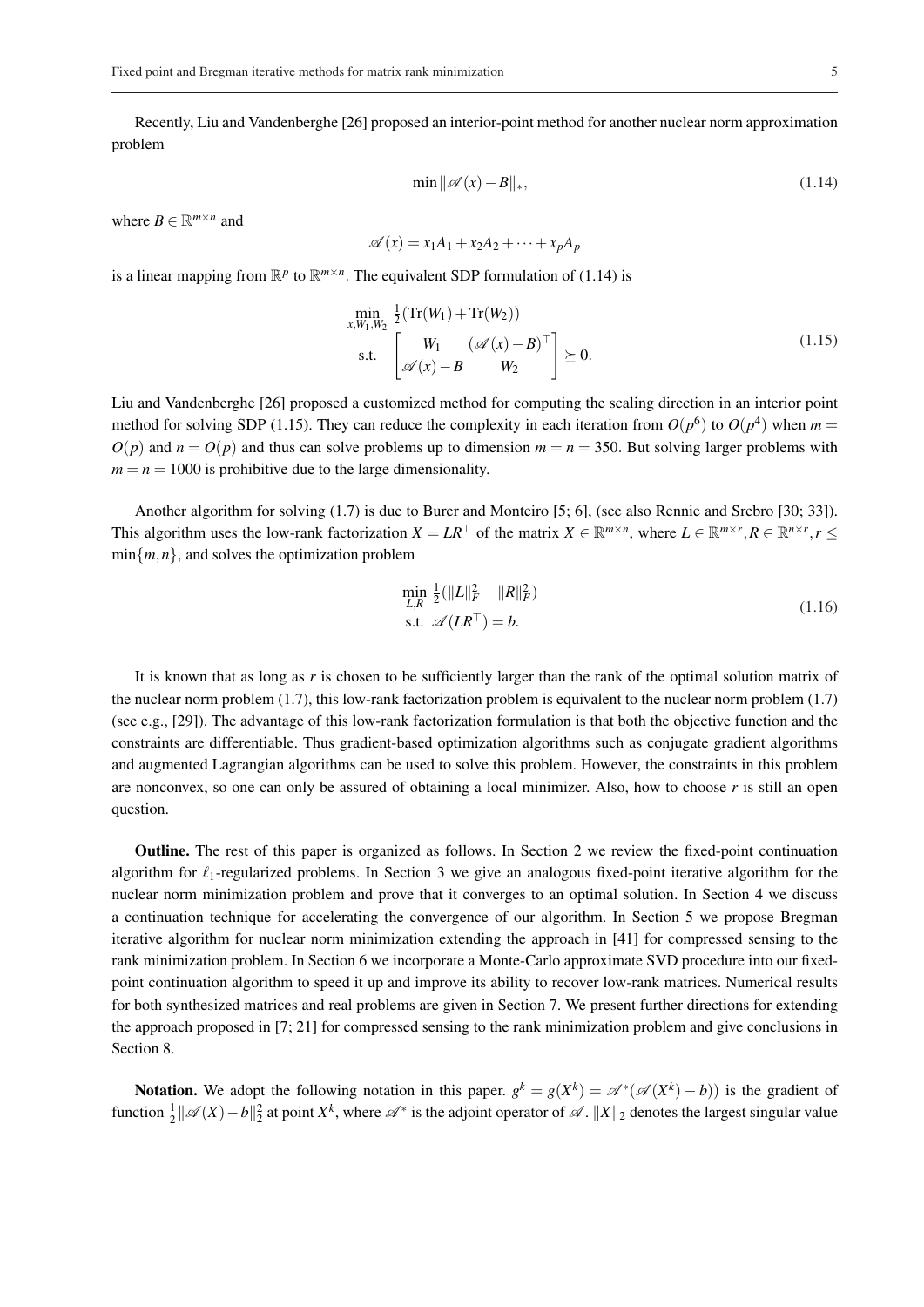Recently, Liu and Vandenberghe [26] proposed an interior-point method for another nuclear norm approximation problem

$$\min \|\mathscr{A}(x) - B\|_*, \tag{1.14}$$

where $B \in \mathbb{R}^{m\times n}$ and

$$\mathscr{A}(x) = x_1 A_1 + x_2 A_2 + \cdots + x_p A_p$$

is a linear mapping from $\mathbb{R}^p$ to $\mathbb{R}^{m\times n}$. The equivalent SDP formulation of (1.14) is

$$\begin{array}{ll} \min\limits_{x,W_1,W_2} & \frac{1}{2}(\mathrm{Tr}(W_1) + \mathrm{Tr}(W_2)) \\ \text{s.t.} & \begin{bmatrix} W_1 & (\mathscr{A}(x) - B)^\top \\ \mathscr{A}(x) - B & W_2 \end{bmatrix} \succeq 0. \end{array} \tag{1.15}$$

Liu and Vandenberghe [26] proposed a customized method for computing the scaling direction in an interior point method for solving SDP (1.15). They can reduce the complexity in each iteration from $O(p^6)$ to $O(p^4)$ when $m = O(p)$ and $n = O(p)$ and thus can solve problems up to dimension $m = n = 350$. But solving larger problems with $m = n = 1000$ is prohibitive due to the large dimensionality.

Another algorithm for solving (1.7) is due to Burer and Monteiro [5; 6], (see also Rennie and Srebro [30; 33]). This algorithm uses the low-rank factorization $X = LR^\top$ of the matrix $X \in \mathbb{R}^{m\times n}$, where $L \in \mathbb{R}^{m\times r}, R \in \mathbb{R}^{n\times r}, r \leq \min\{m,n\}$, and solves the optimization problem

$$\begin{array}{ll} \min\limits_{L,R} & \frac{1}{2}(\|L\|_F^2 + \|R\|_F^2) \\ \text{s.t.} & \mathscr{A}(LR^\top) = b. \end{array} \tag{1.16}$$

It is known that as long as $r$ is chosen to be sufficiently larger than the rank of the optimal solution matrix of the nuclear norm problem (1.7), this low-rank factorization problem is equivalent to the nuclear norm problem (1.7) (see e.g., [29]). The advantage of this low-rank factorization formulation is that both the objective function and the constraints are differentiable. Thus gradient-based optimization algorithms such as conjugate gradient algorithms and augmented Lagrangian algorithms can be used to solve this problem. However, the constraints in this problem are nonconvex, so one can only be assured of obtaining a local minimizer. Also, how to choose $r$ is still an open question.

**Outline.** The rest of this paper is organized as follows. In Section 2 we review the fixed-point continuation algorithm for $\ell_1$-regularized problems. In Section 3 we give an analogous fixed-point iterative algorithm for the nuclear norm minimization problem and prove that it converges to an optimal solution. In Section 4 we discuss a continuation technique for accelerating the convergence of our algorithm. In Section 5 we propose Bregman iterative algorithm for nuclear norm minimization extending the approach in [41] for compressed sensing to the rank minimization problem. In Section 6 we incorporate a Monte-Carlo approximate SVD procedure into our fixed-point continuation algorithm to speed it up and improve its ability to recover low-rank matrices. Numerical results for both synthesized matrices and real problems are given in Section 7. We present further directions for extending the approach proposed in [7; 21] for compressed sensing to the rank minimization problem and give conclusions in Section 8.

**Notation.** We adopt the following notation in this paper. $g^k = g(X^k) = \mathscr{A}^*(\mathscr{A}(X^k) - b))$ is the gradient of function $\frac{1}{2}\|\mathscr{A}(X) - b\|_2^2$ at point $X^k$, where $\mathscr{A}^*$ is the adjoint operator of $\mathscr{A}$. $\|X\|_2$ denotes the largest singular value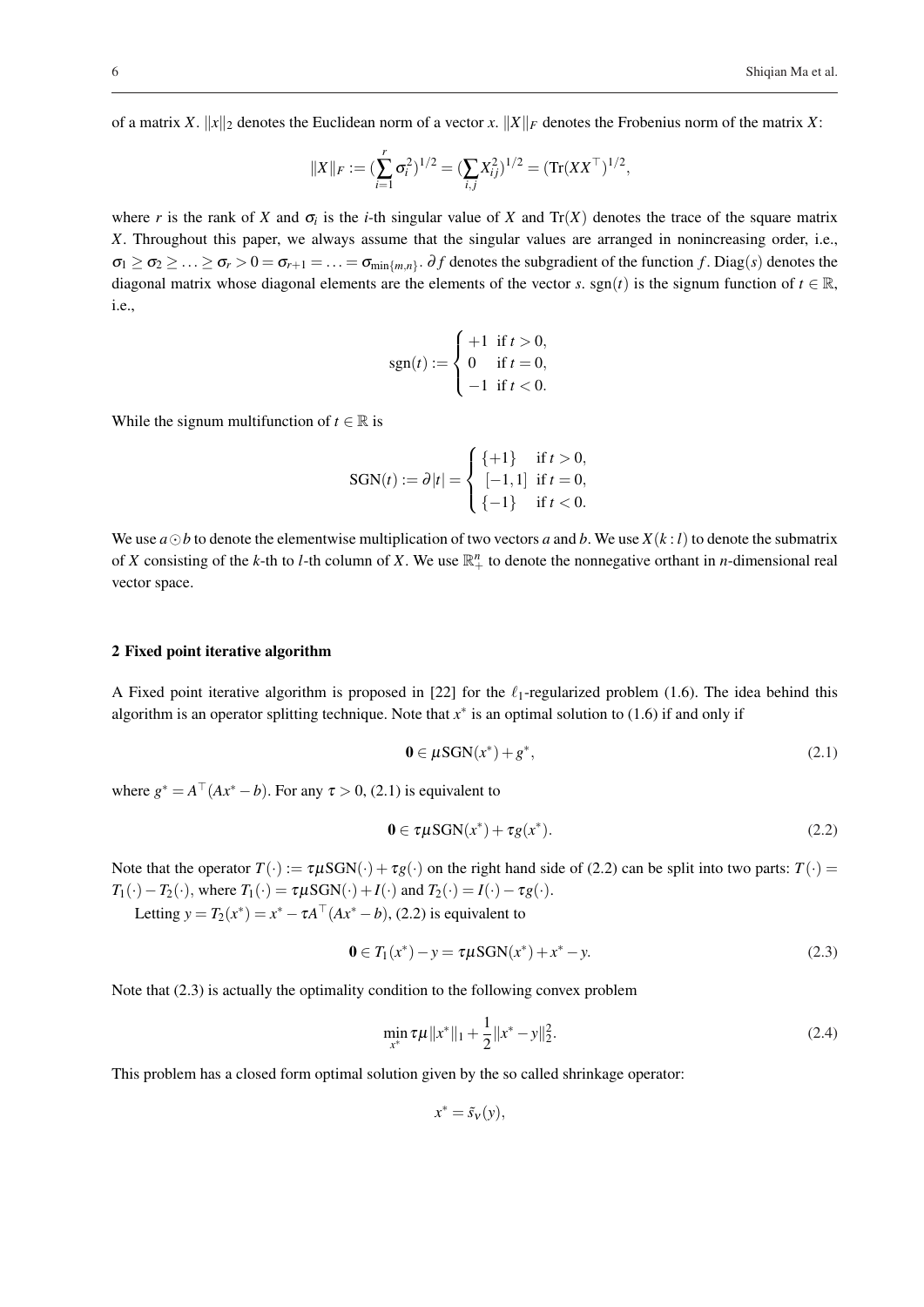of a matrix $X$. $\|x\|_2$ denotes the Euclidean norm of a vector $x$. $\|X\|_F$ denotes the Frobenius norm of the matrix $X$:

$$\|X\|_F := (\sum_{i=1}^{r} \sigma_i^2)^{1/2} = (\sum_{i,j} X_{ij}^2)^{1/2} = (\text{Tr}(XX^\top)^{1/2},$$

where $r$ is the rank of $X$ and $\sigma_i$ is the $i$-th singular value of $X$ and $\text{Tr}(X)$ denotes the trace of the square matrix $X$. Throughout this paper, we always assume that the singular values are arranged in nonincreasing order, i.e., $\sigma_1 \geq \sigma_2 \geq \ldots \geq \sigma_r > 0 = \sigma_{r+1} = \ldots = \sigma_{\min\{m,n\}}$. $\partial f$ denotes the subgradient of the function $f$. $\text{Diag}(s)$ denotes the diagonal matrix whose diagonal elements are the elements of the vector $s$. $\text{sgn}(t)$ is the signum function of $t \in \mathbb{R}$, i.e.,

$$\text{sgn}(t) := \begin{cases} +1 & \text{if } t > 0, \\ 0 & \text{if } t = 0, \\ -1 & \text{if } t < 0. \end{cases}$$

While the signum multifunction of $t \in \mathbb{R}$ is

$$\text{SGN}(t) := \partial |t| = \begin{cases} \{+1\} & \text{if } t > 0, \\ [-1,1] & \text{if } t = 0, \\ \{-1\} & \text{if } t < 0. \end{cases}$$

We use $a \odot b$ to denote the elementwise multiplication of two vectors $a$ and $b$. We use $X(k:l)$ to denote the submatrix of $X$ consisting of the $k$-th to $l$-th column of $X$. We use $\mathbb{R}_+^n$ to denote the nonnegative orthant in $n$-dimensional real vector space.

## 2 Fixed point iterative algorithm

A Fixed point iterative algorithm is proposed in [22] for the $\ell_1$-regularized problem (1.6). The idea behind this algorithm is an operator splitting technique. Note that $x^*$ is an optimal solution to (1.6) if and only if

$$\mathbf{0} \in \mu \text{SGN}(x^*) + g^*, \tag{2.1}$$

where $g^* = A^\top(Ax^* - b)$. For any $\tau > 0$, (2.1) is equivalent to

$$\mathbf{0} \in \tau\mu \text{SGN}(x^*) + \tau g(x^*). \tag{2.2}$$

Note that the operator $T(\cdot) := \tau\mu\text{SGN}(\cdot) + \tau g(\cdot)$ on the right hand side of (2.2) can be split into two parts: $T(\cdot) = T_1(\cdot) - T_2(\cdot)$, where $T_1(\cdot) = \tau\mu\text{SGN}(\cdot) + I(\cdot)$ and $T_2(\cdot) = I(\cdot) - \tau g(\cdot)$.

Letting $y = T_2(x^*) = x^* - \tau A^\top(Ax^* - b)$, (2.2) is equivalent to

$$\mathbf{0} \in T_1(x^*) - y = \tau\mu\text{SGN}(x^*) + x^* - y. \tag{2.3}$$

Note that (2.3) is actually the optimality condition to the following convex problem

$$\min_{x^*} \tau\mu\|x^*\|_1 + \frac{1}{2}\|x^* - y\|_2^2. \tag{2.4}$$

This problem has a closed form optimal solution given by the so called shrinkage operator:

$$x^* = \tilde{s}_\nu(y),$$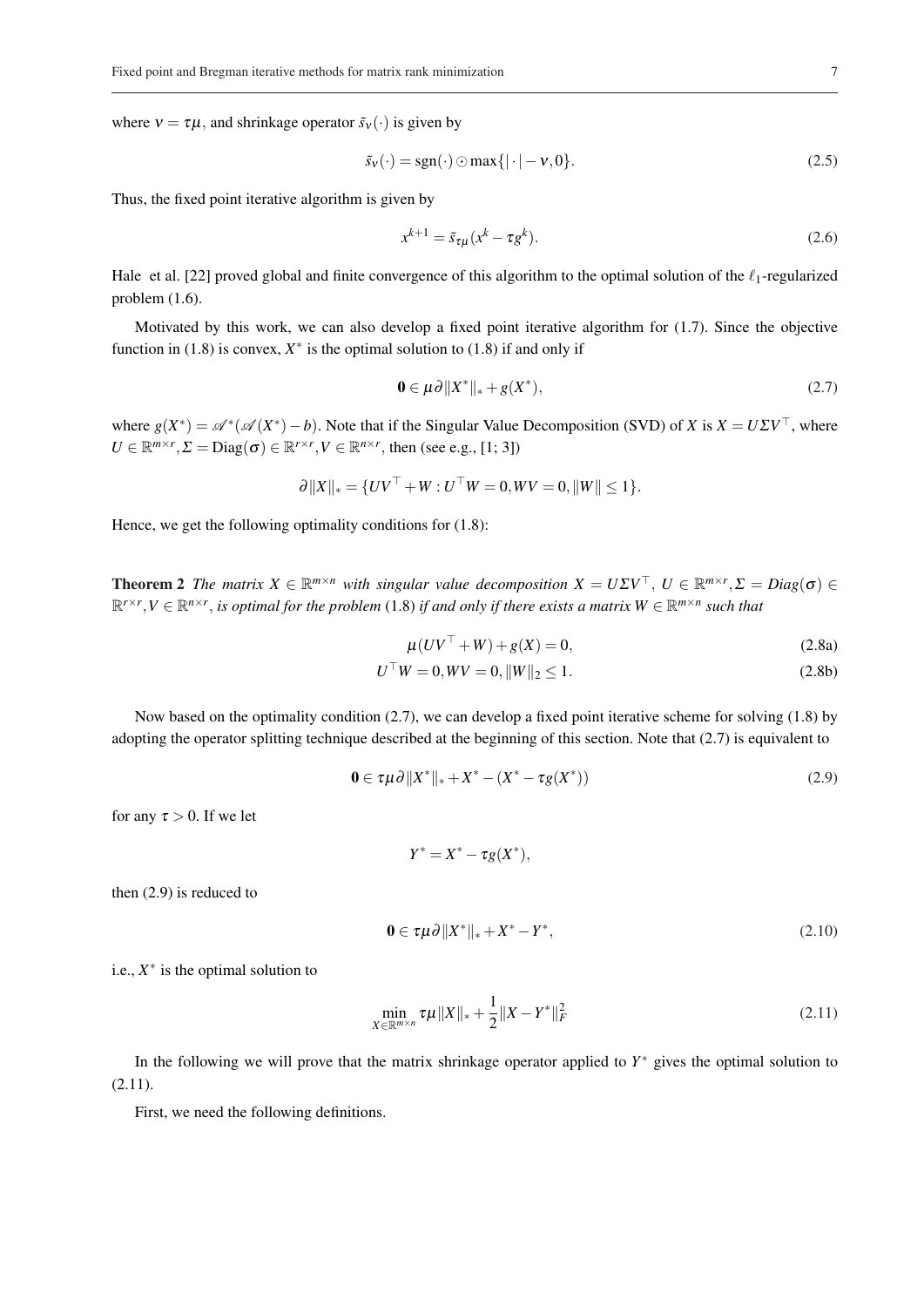where $\nu = \tau\mu$, and shrinkage operator $\tilde{s}_\nu(\cdot)$ is given by

$$\tilde{s}_\nu(\cdot) = \mathrm{sgn}(\cdot) \odot \max\{|\cdot| - \nu, 0\}. \tag{2.5}$$

Thus, the fixed point iterative algorithm is given by

$$x^{k+1} = \tilde{s}_{\tau\mu}(x^k - \tau g^k). \tag{2.6}$$

Hale et al. [22] proved global and finite convergence of this algorithm to the optimal solution of the $\ell_1$-regularized problem (1.6).

Motivated by this work, we can also develop a fixed point iterative algorithm for (1.7). Since the objective function in (1.8) is convex, $X^*$ is the optimal solution to (1.8) if and only if

$$\mathbf{0} \in \mu\partial\|X^*\|_* + g(X^*), \tag{2.7}$$

where $g(X^*) = \mathscr{A}^*(\mathscr{A}(X^*) - b)$. Note that if the Singular Value Decomposition (SVD) of $X$ is $X = U\Sigma V^\top$, where $U \in \mathbb{R}^{m\times r}, \Sigma = \mathrm{Diag}(\sigma) \in \mathbb{R}^{r\times r}, V \in \mathbb{R}^{n\times r}$, then (see e.g., [1; 3])

$$\partial\|X\|_* = \{UV^\top + W : U^\top W = 0, WV = 0, \|W\| \leq 1\}.$$

Hence, we get the following optimality conditions for (1.8):

**Theorem 2** *The matrix $X \in \mathbb{R}^{m\times n}$ with singular value decomposition $X = U\Sigma V^\top$, $U \in \mathbb{R}^{m\times r}, \Sigma = Diag(\sigma) \in \mathbb{R}^{r\times r}, V \in \mathbb{R}^{n\times r}$, is optimal for the problem* (1.8) *if and only if there exists a matrix $W \in \mathbb{R}^{m\times n}$ such that*

$$\mu(UV^\top + W) + g(X) = 0, \tag{2.8a}$$

$$U^\top W = 0, WV = 0, \|W\|_2 \leq 1. \tag{2.8b}$$

Now based on the optimality condition (2.7), we can develop a fixed point iterative scheme for solving (1.8) by adopting the operator splitting technique described at the beginning of this section. Note that (2.7) is equivalent to

$$\mathbf{0} \in \tau\mu\partial\|X^*\|_* + X^* - (X^* - \tau g(X^*)) \tag{2.9}$$

for any $\tau > 0$. If we let

$$Y^* = X^* - \tau g(X^*),$$

then (2.9) is reduced to

$$\mathbf{0} \in \tau\mu\partial\|X^*\|_* + X^* - Y^*, \tag{2.10}$$

i.e., $X^*$ is the optimal solution to

$$\min_{X\in\mathbb{R}^{m\times n}} \tau\mu\|X\|_* + \frac{1}{2}\|X - Y^*\|_F^2 \tag{2.11}$$

In the following we will prove that the matrix shrinkage operator applied to $Y^*$ gives the optimal solution to (2.11).

First, we need the following definitions.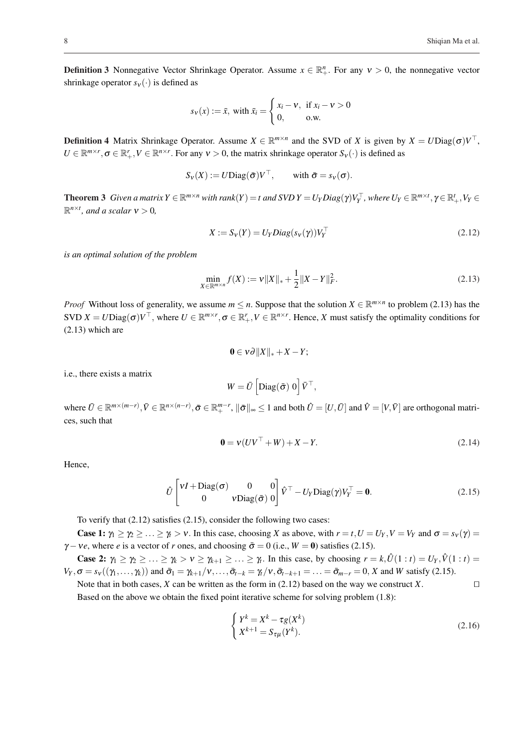**Definition 3** Nonnegative Vector Shrinkage Operator. Assume $x \in \mathbb{R}^n_+$. For any $\nu > 0$, the nonnegative vector shrinkage operator $s_\nu(\cdot)$ is defined as

$$s_\nu(x) := \bar{x}, \text{ with } \bar{x}_i = \begin{cases} x_i - \nu, & \text{if } x_i - \nu > 0 \\ 0, & \text{o.w.} \end{cases}$$

**Definition 4** Matrix Shrinkage Operator. Assume $X \in \mathbb{R}^{m\times n}$ and the SVD of $X$ is given by $X = U\mathrm{Diag}(\sigma)V^\top$, $U \in \mathbb{R}^{m\times r}, \sigma \in \mathbb{R}^r_+, V \in \mathbb{R}^{n\times r}$. For any $\nu > 0$, the matrix shrinkage operator $S_\nu(\cdot)$ is defined as

$$S_\nu(X) := U\mathrm{Diag}(\bar{\sigma})V^\top, \qquad \text{with } \bar{\sigma} = s_\nu(\sigma).$$

**Theorem 3** *Given a matrix $Y \in \mathbb{R}^{m\times n}$ with $\mathrm{rank}(Y) = t$ and SVD $Y = U_Y Diag(\gamma)V_Y^\top$, where $U_Y \in \mathbb{R}^{m\times t}, \gamma \in \mathbb{R}^t_+, V_Y \in \mathbb{R}^{n\times t}$, and a scalar $\nu > 0$,*

$$X := S_\nu(Y) = U_Y Diag(s_\nu(\gamma))V_Y^\top \tag{2.12}$$

*is an optimal solution of the problem*

$$\min_{X\in\mathbb{R}^{m\times n}} f(X) := \nu\|X\|_* + \frac{1}{2}\|X - Y\|_F^2. \tag{2.13}$$

*Proof* Without loss of generality, we assume $m \le n$. Suppose that the solution $X \in \mathbb{R}^{m\times n}$ to problem (2.13) has the SVD $X = U\mathrm{Diag}(\sigma)V^\top$, where $U \in \mathbb{R}^{m\times r}, \sigma \in \mathbb{R}^r_+, V \in \mathbb{R}^{n\times r}$. Hence, $X$ must satisfy the optimality conditions for (2.13) which are

$$\mathbf{0} \in \nu\partial\|X\|_* + X - Y;$$

i.e., there exists a matrix

$$W = \bar{U}\left[\mathrm{Diag}(\bar{\sigma})\ 0\right]\bar{V}^\top,$$

where $\bar{U} \in \mathbb{R}^{m\times(m-r)}, \bar{V} \in \mathbb{R}^{n\times(n-r)}, \bar{\sigma} \in \mathbb{R}^{m-r}_+$, $\|\bar{\sigma}\|_\infty \le 1$ and both $\hat{U} = [U, \bar{U}]$ and $\hat{V} = [V, \bar{V}]$ are orthogonal matrices, such that

$$\mathbf{0} = \nu(UV^\top + W) + X - Y. \tag{2.14}$$

Hence,

$$\hat{U}\begin{bmatrix} \nu I + \mathrm{Diag}(\sigma) & 0 & 0 \\ 0 & \nu\mathrm{Diag}(\bar{\sigma}) & 0 \end{bmatrix}\hat{V}^\top - U_Y\mathrm{Diag}(\gamma)V_Y^\top = \mathbf{0}. \tag{2.15}$$

To verify that (2.12) satisfies (2.15), consider the following two cases:

**Case 1:** $\gamma_1 \ge \gamma_2 \ge \ldots \ge \gamma_t > \nu$. In this case, choosing $X$ as above, with $r = t, U = U_Y, V = V_Y$ and $\sigma = s_\nu(\gamma) = \gamma - \nu e$, where $e$ is a vector of $r$ ones, and choosing $\bar{\sigma} = 0$ (i.e., $W = \mathbf{0}$) satisfies (2.15).

**Case 2:** $\gamma_1 \ge \gamma_2 \ge \ldots \ge \gamma_k > \nu \ge \gamma_{k+1} \ge \ldots \ge \gamma_t$. In this case, by choosing $r = k, \hat{U}(1:t) = U_Y, \hat{V}(1:t) = V_Y, \sigma = s_\nu((\gamma_1,\ldots,\gamma_k))$ and $\bar{\sigma}_1 = \gamma_{k+1}/\nu, \ldots, \bar{\sigma}_{t-k} = \gamma_t/\nu, \bar{\sigma}_{t-k+1} = \ldots = \bar{\sigma}_{m-r} = 0$, $X$ and $W$ satisfy (2.15).

Note that in both cases, $X$ can be written as the form in (2.12) based on the way we construct $X$. $\square$

Based on the above we obtain the fixed point iterative scheme for solving problem (1.8):

$$\begin{cases} Y^k = X^k - \tau g(X^k) \\ X^{k+1} = S_{\tau\mu}(Y^k). \end{cases} \tag{2.16}$$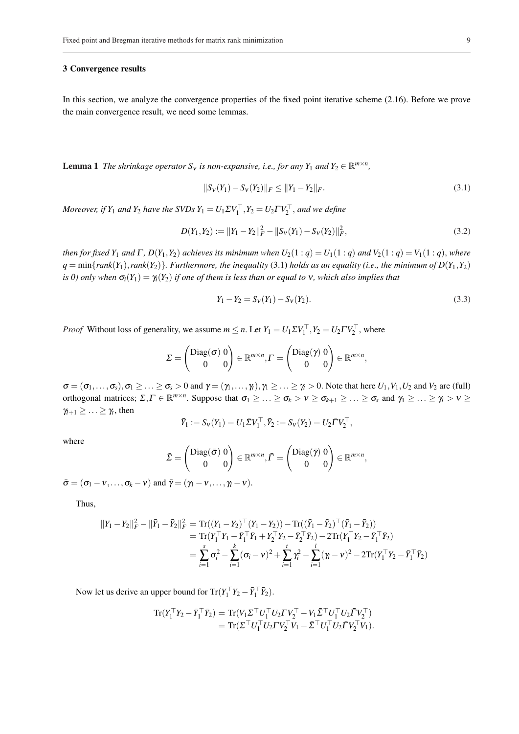## 3 Convergence results

In this section, we analyze the convergence properties of the fixed point iterative scheme (2.16). Before we prove the main convergence result, we need some lemmas.

**Lemma 1** *The shrinkage operator $S_\nu$ is non-expansive, i.e., for any $Y_1$ and $Y_2 \in \mathbb{R}^{m\times n}$,*

$$\|S_\nu(Y_1) - S_\nu(Y_2)\|_F \leq \|Y_1 - Y_2\|_F. \tag{3.1}$$

*Moreover, if $Y_1$ and $Y_2$ have the SVDs $Y_1 = U_1 \Sigma V_1^\top, Y_2 = U_2 \Gamma V_2^\top$, and we define*

$$D(Y_1, Y_2) := \|Y_1 - Y_2\|_F^2 - \|S_\nu(Y_1) - S_\nu(Y_2)\|_F^2, \tag{3.2}$$

*then for fixed $Y_1$ and $\Gamma$, $D(Y_1,Y_2)$ achieves its minimum when $U_2(1:q) = U_1(1:q)$ and $V_2(1:q) = V_1(1:q)$, where $q = \min\{rank(Y_1), rank(Y_2)\}$. Furthermore, the inequality* (3.1) *holds as an equality (i.e., the minimum of $D(Y_1,Y_2)$ is 0) only when $\sigma_i(Y_1) = \gamma_i(Y_2)$ if one of them is less than or equal to $\nu$, which also implies that*

$$Y_1 - Y_2 = S_\nu(Y_1) - S_\nu(Y_2). \tag{3.3}$$

*Proof* Without loss of generality, we assume $m \leq n$. Let $Y_1 = U_1 \Sigma V_1^\top, Y_2 = U_2 \Gamma V_2^\top$, where

$$\Sigma = \begin{pmatrix} \mathrm{Diag}(\sigma) & 0 \\ 0 & 0 \end{pmatrix} \in \mathbb{R}^{m\times n}, \Gamma = \begin{pmatrix} \mathrm{Diag}(\gamma) & 0 \\ 0 & 0 \end{pmatrix} \in \mathbb{R}^{m\times n},$$

$\sigma = (\sigma_1, \ldots, \sigma_s), \sigma_1 \geq \ldots \geq \sigma_s > 0$ and $\gamma = (\gamma_1, \ldots, \gamma_t), \gamma_1 \geq \ldots \geq \gamma_t > 0$. Note that here $U_1, V_1, U_2$ and $V_2$ are (full) orthogonal matrices; $\Sigma, \Gamma \in \mathbb{R}^{m\times n}$. Suppose that $\sigma_1 \geq \ldots \geq \sigma_k > \nu \geq \sigma_{k+1} \geq \ldots \geq \sigma_s$ and $\gamma_1 \geq \ldots \geq \gamma_l > \nu \geq \gamma_{l+1} \geq \ldots \geq \gamma_t$, then

$$\bar{Y}_1 := S_\nu(Y_1) = U_1 \bar{\Sigma} V_1^\top, \bar{Y}_2 := S_\nu(Y_2) = U_2 \bar{\Gamma} V_2^\top,$$

where

$$\bar{\Sigma} = \begin{pmatrix} \mathrm{Diag}(\bar{\sigma}) & 0 \\ 0 & 0 \end{pmatrix} \in \mathbb{R}^{m\times n}, \bar{\Gamma} = \begin{pmatrix} \mathrm{Diag}(\bar{\gamma}) & 0 \\ 0 & 0 \end{pmatrix} \in \mathbb{R}^{m\times n},$$

$\bar{\sigma} = (\sigma_1 - \nu, \ldots, \sigma_k - \nu)$ and $\bar{\gamma} = (\gamma_1 - \nu, \ldots, \gamma_l - \nu)$.

Thus,

$$\begin{aligned}
\|Y_1 - Y_2\|_F^2 - \|\bar{Y}_1 - \bar{Y}_2\|_F^2 &= \mathrm{Tr}((Y_1 - Y_2)^\top (Y_1 - Y_2)) - \mathrm{Tr}((\bar{Y}_1 - \bar{Y}_2)^\top (\bar{Y}_1 - \bar{Y}_2)) \\
&= \mathrm{Tr}(Y_1^\top Y_1 - \bar{Y}_1^\top \bar{Y}_1 + Y_2^\top Y_2 - \bar{Y}_2^\top \bar{Y}_2) - 2\mathrm{Tr}(Y_1^\top Y_2 - \bar{Y}_1^\top \bar{Y}_2) \\
&= \sum_{i=1}^s \sigma_i^2 - \sum_{i=1}^k (\sigma_i - \nu)^2 + \sum_{i=1}^t \gamma_i^2 - \sum_{i=1}^l (\gamma_i - \nu)^2 - 2\mathrm{Tr}(Y_1^\top Y_2 - \bar{Y}_1^\top \bar{Y}_2)
\end{aligned}$$

Now let us derive an upper bound for $\mathrm{Tr}(Y_1^\top Y_2 - \bar{Y}_1^\top \bar{Y}_2)$.

$$\begin{aligned}
\mathrm{Tr}(Y_1^\top Y_2 - \bar{Y}_1^\top \bar{Y}_2) &= \mathrm{Tr}(V_1 \Sigma^\top U_1^\top U_2 \Gamma V_2^\top - V_1 \bar{\Sigma}^\top U_1^\top U_2 \bar{\Gamma} V_2^\top) \\
&= \mathrm{Tr}(\Sigma^\top U_1^\top U_2 \Gamma V_2^\top V_1 - \bar{\Sigma}^\top U_1^\top U_2 \bar{\Gamma} V_2^\top V_1).
\end{aligned}$$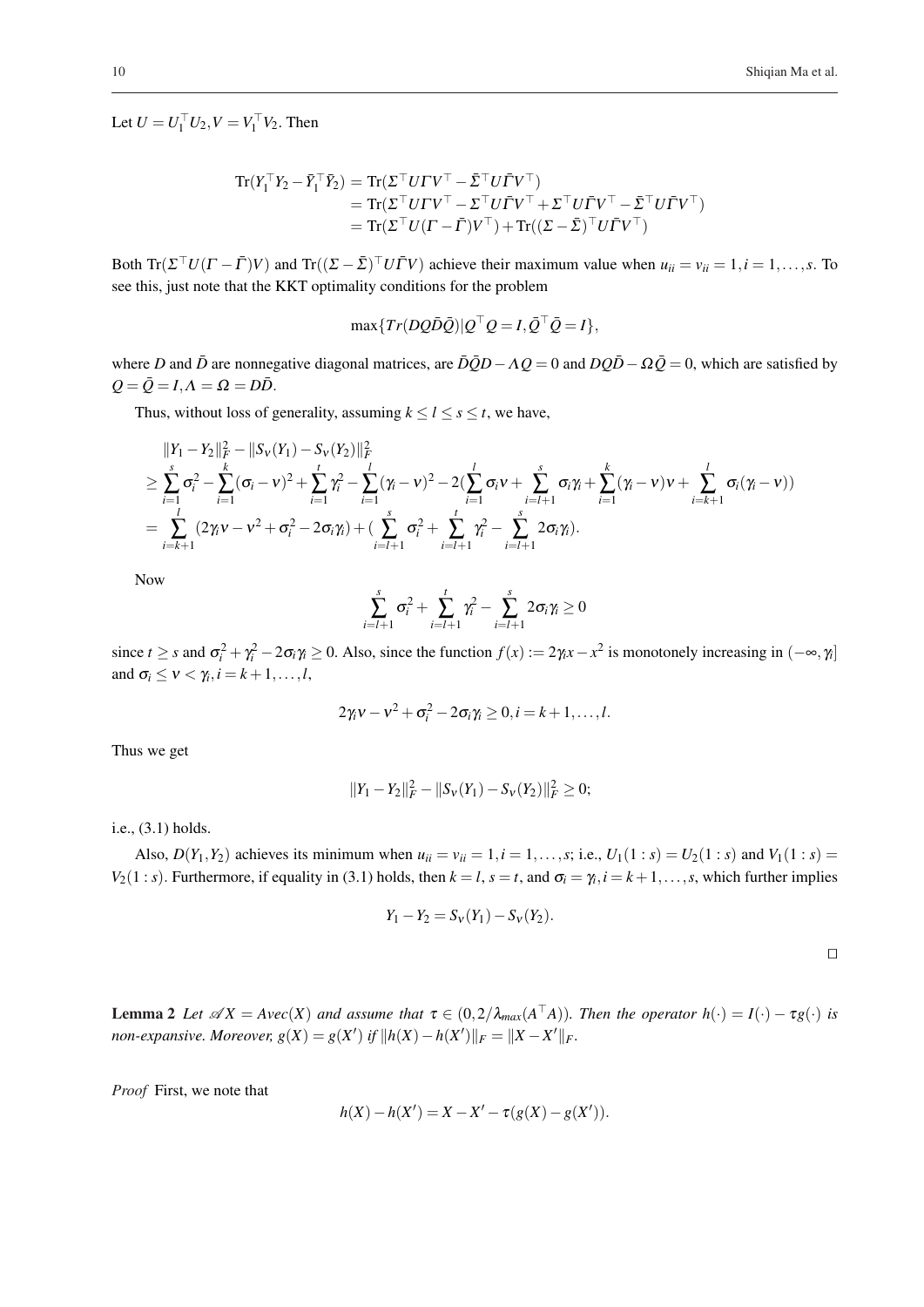Let $U = U_1^\top U_2, V = V_1^\top V_2$. Then

$$
\begin{aligned}
\mathrm{Tr}(Y_1^\top Y_2 - \bar{Y}_1^\top \bar{Y}_2) &= \mathrm{Tr}(\Sigma^\top U \Gamma V^\top - \bar{\Sigma}^\top U \bar{\Gamma} V^\top) \\
&= \mathrm{Tr}(\Sigma^\top U \Gamma V^\top - \Sigma^\top U \bar{\Gamma} V^\top + \Sigma^\top U \bar{\Gamma} V^\top - \bar{\Sigma}^\top U \bar{\Gamma} V^\top) \\
&= \mathrm{Tr}(\Sigma^\top U (\Gamma - \bar{\Gamma}) V^\top) + \mathrm{Tr}((\Sigma - \bar{\Sigma})^\top U \bar{\Gamma} V^\top)
\end{aligned}
$$

Both $\mathrm{Tr}(\Sigma^\top U(\Gamma - \bar{\Gamma})V)$ and $\mathrm{Tr}((\Sigma - \bar{\Sigma})^\top U \bar{\Gamma} V)$ achieve their maximum value when $u_{ii} = v_{ii} = 1, i = 1, \ldots, s$. To see this, just note that the KKT optimality conditions for the problem

$$
\max\{Tr(DQ\bar{D}\bar{Q}) | Q^\top Q = I, \bar{Q}^\top \bar{Q} = I\},
$$

where $D$ and $\bar{D}$ are nonnegative diagonal matrices, are $\bar{D}\bar{Q}D - \Lambda Q = 0$ and $DQ\bar{D} - \Omega\bar{Q} = 0$, which are satisfied by $Q = \bar{Q} = I, \Lambda = \Omega = D\bar{D}$.

Thus, without loss of generality, assuming $k \leq l \leq s \leq t$, we have,

$$
\begin{aligned}
&\|Y_1 - Y_2\|_F^2 - \|S_\nu(Y_1) - S_\nu(Y_2)\|_F^2 \\
&\geq \sum_{i=1}^{s} \sigma_i^2 - \sum_{i=1}^{k} (\sigma_i - \nu)^2 + \sum_{i=1}^{t} \gamma_i^2 - \sum_{i=1}^{l} (\gamma_i - \nu)^2 - 2\Big(\sum_{i=1}^{l} \sigma_i \nu + \sum_{i=l+1}^{s} \sigma_i \gamma_i + \sum_{i=1}^{k} (\gamma_i - \nu)\nu + \sum_{i=k+1}^{l} \sigma_i (\gamma_i - \nu)\Big) \\
&= \sum_{i=k+1}^{l} (2\gamma_i \nu - \nu^2 + \sigma_i^2 - 2\sigma_i \gamma_i) + \Big(\sum_{i=l+1}^{s} \sigma_i^2 + \sum_{i=l+1}^{t} \gamma_i^2 - \sum_{i=l+1}^{s} 2\sigma_i \gamma_i\Big).
\end{aligned}
$$

Now

$$
\sum_{i=l+1}^{s} \sigma_i^2 + \sum_{i=l+1}^{t} \gamma_i^2 - \sum_{i=l+1}^{s} 2\sigma_i \gamma_i \geq 0
$$

since $t \geq s$ and $\sigma_i^2 + \gamma_i^2 - 2\sigma_i \gamma_i \geq 0$. Also, since the function $f(x) := 2\gamma_i x - x^2$ is monotonely increasing in $(-\infty, \gamma_i]$ and $\sigma_i \leq \nu < \gamma_i, i = k+1, \ldots, l$,

$$
2\gamma_i \nu - \nu^2 + \sigma_i^2 - 2\sigma_i \gamma_i \geq 0, i = k+1, \ldots, l.
$$

Thus we get

$$
\|Y_1 - Y_2\|_F^2 - \|S_\nu(Y_1) - S_\nu(Y_2)\|_F^2 \geq 0;
$$

i.e., (3.1) holds.

Also, $D(Y_1, Y_2)$ achieves its minimum when $u_{ii} = v_{ii} = 1, i = 1, \ldots, s$; i.e., $U_1(1:s) = U_2(1:s)$ and $V_1(1:s) = V_2(1:s)$. Furthermore, if equality in (3.1) holds, then $k = l$, $s = t$, and $\sigma_i = \gamma_i, i = k+1, \ldots, s$, which further implies

$$
Y_1 - Y_2 = S_\nu(Y_1) - S_\nu(Y_2).
$$

□

**Lemma 2** *Let $\mathscr{A}X = A\mathrm{vec}(X)$ and assume that $\tau \in (0, 2/\lambda_{max}(A^\top A))$. Then the operator $h(\cdot) = I(\cdot) - \tau g(\cdot)$ is non-expansive. Moreover, $g(X) = g(X')$ if $\|h(X) - h(X')\|_F = \|X - X'\|_F$.*

*Proof* First, we note that

$$
h(X) - h(X') = X - X' - \tau(g(X) - g(X')).
$$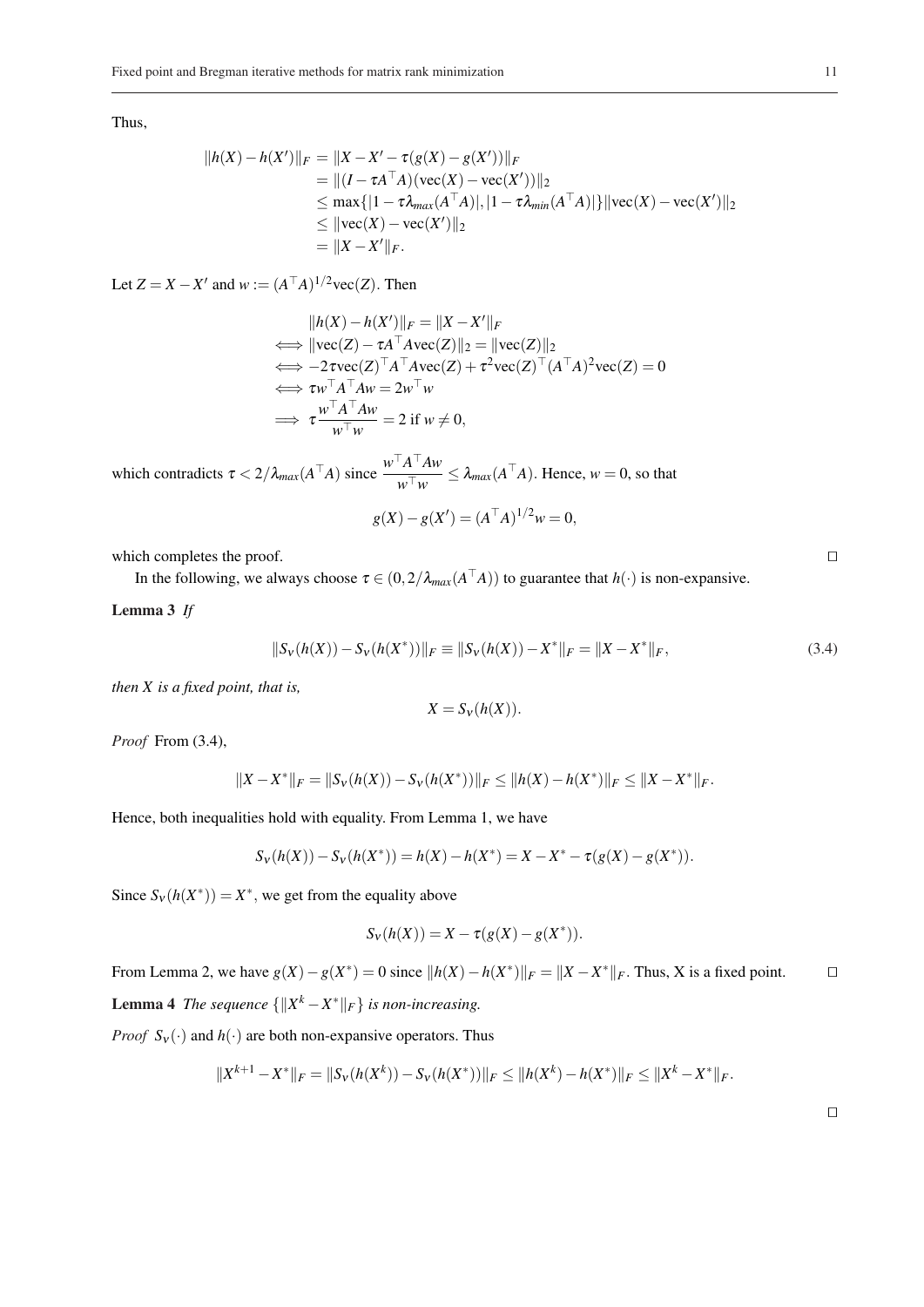Thus,

$$
\begin{aligned}
\|h(X)-h(X')\|_F &= \|X-X'-\tau(g(X)-g(X'))\|_F \\
&= \|(I-\tau A^\top A)(\mathrm{vec}(X)-\mathrm{vec}(X'))\|_2 \\
&\le \max\{|1-\tau\lambda_{max}(A^\top A)|, |1-\tau\lambda_{min}(A^\top A)|\}\|\mathrm{vec}(X)-\mathrm{vec}(X')\|_2 \\
&\le \|\mathrm{vec}(X)-\mathrm{vec}(X')\|_2 \\
&= \|X-X'\|_F.
\end{aligned}
$$

Let $Z = X - X'$ and $w := (A^\top A)^{1/2}\mathrm{vec}(Z)$. Then

$$
\begin{aligned}
& \|h(X)-h(X')\|_F = \|X-X'\|_F \\
\iff & \|\mathrm{vec}(Z)-\tau A^\top A\mathrm{vec}(Z)\|_2 = \|\mathrm{vec}(Z)\|_2 \\
\iff & -2\tau\mathrm{vec}(Z)^\top A^\top A\mathrm{vec}(Z) + \tau^2\mathrm{vec}(Z)^\top (A^\top A)^2\mathrm{vec}(Z) = 0 \\
\iff & \tau w^\top A^\top A w = 2w^\top w \\
\implies & \tau\frac{w^\top A^\top A w}{w^\top w} = 2 \text{ if } w \neq 0,
\end{aligned}
$$

which contradicts $\tau < 2/\lambda_{max}(A^\top A)$ since $\frac{w^\top A^\top A w}{w^\top w} \le \lambda_{max}(A^\top A)$. Hence, $w = 0$, so that

$$
g(X) - g(X') = (A^\top A)^{1/2} w = 0,
$$

which completes the proof. □

In the following, we always choose $\tau \in (0, 2/\lambda_{max}(A^\top A))$ to guarantee that $h(\cdot)$ is non-expansive.

**Lemma 3** *If*

$$
\|S_\nu(h(X)) - S_\nu(h(X^*))\|_F \equiv \|S_\nu(h(X)) - X^*\|_F = \|X - X^*\|_F, \tag{3.4}
$$

*then $X$ is a fixed point, that is,*

$$
X = S_\nu(h(X)).
$$

*Proof* From (3.4),

$$
\|X-X^*\|_F = \|S_\nu(h(X)) - S_\nu(h(X^*))\|_F \le \|h(X)-h(X^*)\|_F \le \|X-X^*\|_F.
$$

Hence, both inequalities hold with equality. From Lemma 1, we have

$$
S_\nu(h(X)) - S_\nu(h(X^*)) = h(X) - h(X^*) = X - X^* - \tau(g(X) - g(X^*)).
$$

Since $S_\nu(h(X^*)) = X^*$, we get from the equality above

$$
S_\nu(h(X)) = X - \tau(g(X) - g(X^*)).
$$

From Lemma 2, we have $g(X) - g(X^*) = 0$ since $\|h(X) - h(X^*)\|_F = \|X - X^*\|_F$. Thus, X is a fixed point. □

**Lemma 4** *The sequence $\{\|X^k - X^*\|_F\}$ is non-increasing.*

*Proof* $S_\nu(\cdot)$ and $h(\cdot)$ are both non-expansive operators. Thus

$$
\|X^{k+1} - X^*\|_F = \|S_\nu(h(X^k)) - S_\nu(h(X^*))\|_F \le \|h(X^k) - h(X^*)\|_F \le \|X^k - X^*\|_F.
$$

□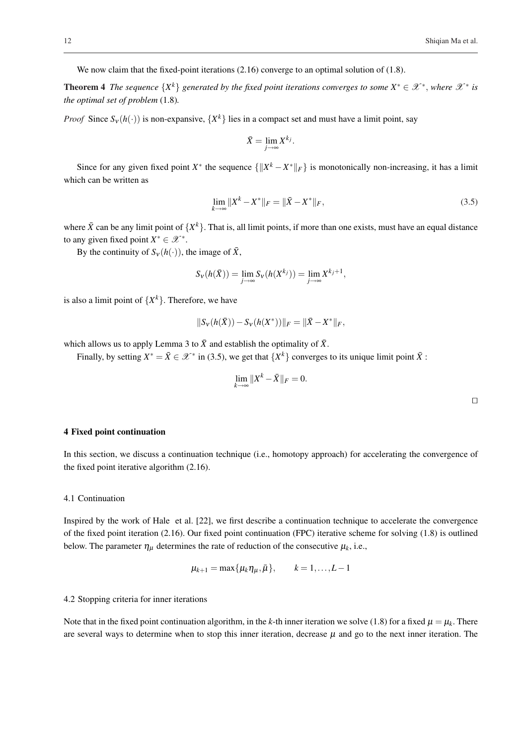We now claim that the fixed-point iterations (2.16) converge to an optimal solution of (1.8).

**Theorem 4** *The sequence $\{X^k\}$ generated by the fixed point iterations converges to some $X^* \in \mathscr{X}^*$, where $\mathscr{X}^*$ is the optimal set of problem* (1.8)*.*

*Proof* Since $S_\nu(h(\cdot))$ is non-expansive, $\{X^k\}$ lies in a compact set and must have a limit point, say

$$\bar{X} = \lim_{j\to\infty} X^{k_j}.$$

Since for any given fixed point $X^*$ the sequence $\{\|X^k - X^*\|_F\}$ is monotonically non-increasing, it has a limit which can be written as

$$\lim_{k\to\infty} \|X^k - X^*\|_F = \|\bar{X} - X^*\|_F, \tag{3.5}$$

where $\bar{X}$ can be any limit point of $\{X^k\}$. That is, all limit points, if more than one exists, must have an equal distance to any given fixed point $X^* \in \mathscr{X}^*$.

By the continuity of $S_\nu(h(\cdot))$, the image of $\bar{X}$,

$$S_\nu(h(\bar{X})) = \lim_{j\to\infty} S_\nu(h(X^{k_j})) = \lim_{j\to\infty} X^{k_j+1},$$

is also a limit point of $\{X^k\}$. Therefore, we have

$$\|S_\nu(h(\bar{X})) - S_\nu(h(X^*))\|_F = \|\bar{X} - X^*\|_F,$$

which allows us to apply Lemma 3 to $\bar{X}$ and establish the optimality of $\bar{X}$.

Finally, by setting $X^* = \bar{X} \in \mathscr{X}^*$ in (3.5), we get that $\{X^k\}$ converges to its unique limit point $\bar{X}$ :

$$\lim_{k\to\infty} \|X^k - \bar{X}\|_F = 0.$$

□

## 4 Fixed point continuation

In this section, we discuss a continuation technique (i.e., homotopy approach) for accelerating the convergence of the fixed point iterative algorithm (2.16).

### 4.1 Continuation

Inspired by the work of Hale et al. [22], we first describe a continuation technique to accelerate the convergence of the fixed point iteration (2.16). Our fixed point continuation (FPC) iterative scheme for solving (1.8) is outlined below. The parameter $\eta_\mu$ determines the rate of reduction of the consecutive $\mu_k$, i.e.,

$$\mu_{k+1} = \max\{\mu_k \eta_\mu, \bar{\mu}\}, \qquad k = 1, \ldots, L-1$$

### 4.2 Stopping criteria for inner iterations

Note that in the fixed point continuation algorithm, in the $k$-th inner iteration we solve (1.8) for a fixed $\mu = \mu_k$. There are several ways to determine when to stop this inner iteration, decrease $\mu$ and go to the next inner iteration. The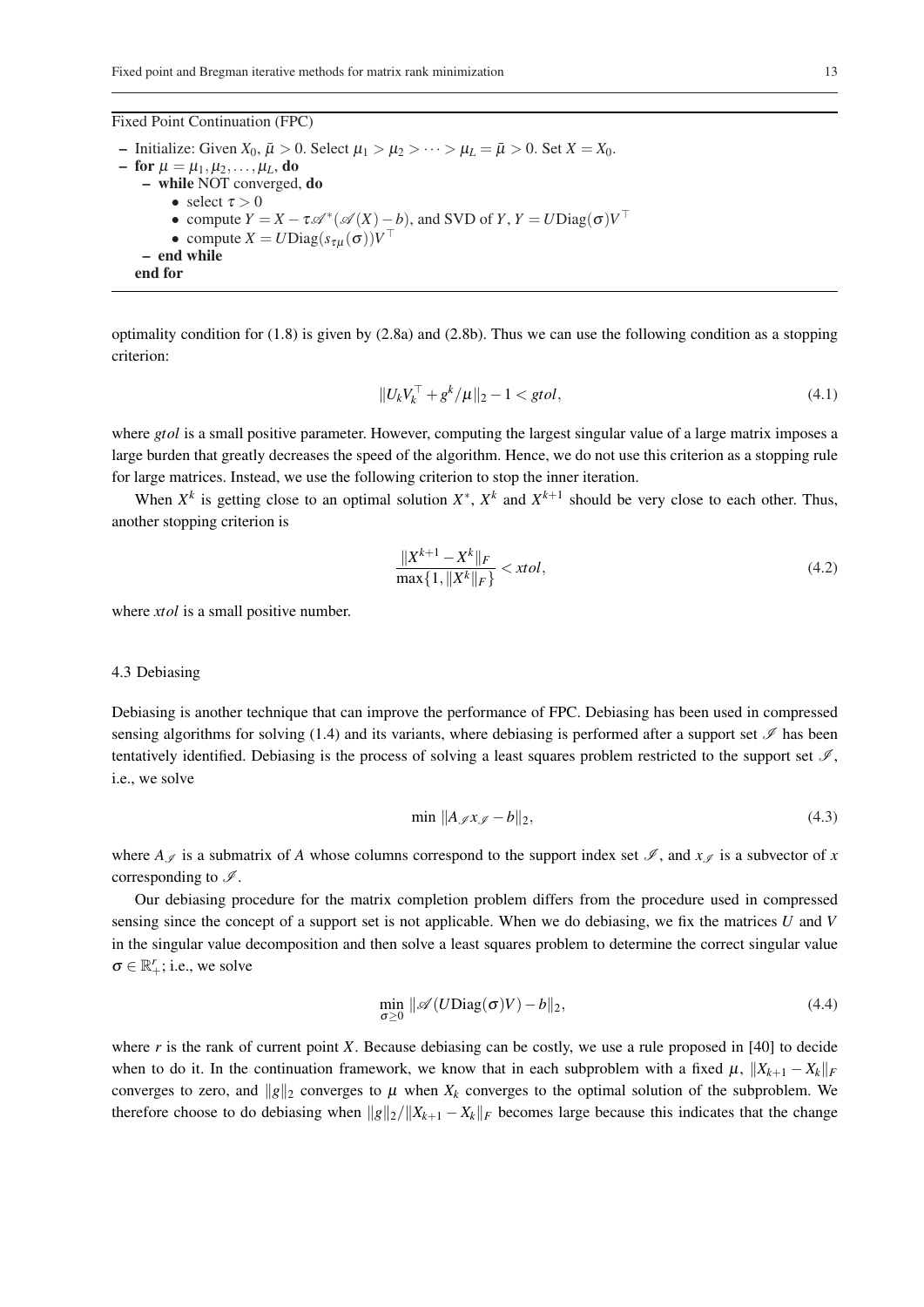---

Fixed Point Continuation (FPC)

- Initialize: Given $X_0$, $\bar{\mu} > 0$. Select $\mu_1 > \mu_2 > \cdots > \mu_L = \bar{\mu} > 0$. Set $X = X_0$.
- **for** $\mu = \mu_1, \mu_2, \ldots, \mu_L$, **do**
  - **while** NOT converged, **do**
    - select $\tau > 0$
    - compute $Y = X - \tau \mathscr{A}^*(\mathscr{A}(X) - b)$, and SVD of $Y$, $Y = U\text{Diag}(\sigma)V^\top$
    - compute $X = U\text{Diag}(s_{\tau\mu}(\sigma))V^\top$
  - **end while**

**end for**

---

optimality condition for (1.8) is given by (2.8a) and (2.8b). Thus we can use the following condition as a stopping criterion:

$$\|U_k V_k^\top + g^k/\mu\|_2 - 1 < gtol, \tag{4.1}$$

where *gtol* is a small positive parameter. However, computing the largest singular value of a large matrix imposes a large burden that greatly decreases the speed of the algorithm. Hence, we do not use this criterion as a stopping rule for large matrices. Instead, we use the following criterion to stop the inner iteration.

When $X^k$ is getting close to an optimal solution $X^*$, $X^k$ and $X^{k+1}$ should be very close to each other. Thus, another stopping criterion is

$$\frac{\|X^{k+1} - X^k\|_F}{\max\{1, \|X^k\|_F\}} < xtol, \tag{4.2}$$

where *xtol* is a small positive number.

### 4.3 Debiasing

Debiasing is another technique that can improve the performance of FPC. Debiasing has been used in compressed sensing algorithms for solving (1.4) and its variants, where debiasing is performed after a support set $\mathscr{I}$ has been tentatively identified. Debiasing is the process of solving a least squares problem restricted to the support set $\mathscr{I}$, i.e., we solve

$$\min \|A_{\mathscr{I}} x_{\mathscr{I}} - b\|_2, \tag{4.3}$$

where $A_{\mathscr{I}}$ is a submatrix of $A$ whose columns correspond to the support index set $\mathscr{I}$, and $x_{\mathscr{I}}$ is a subvector of $x$ corresponding to $\mathscr{I}$.

Our debiasing procedure for the matrix completion problem differs from the procedure used in compressed sensing since the concept of a support set is not applicable. When we do debiasing, we fix the matrices $U$ and $V$ in the singular value decomposition and then solve a least squares problem to determine the correct singular value $\sigma \in \mathbb{R}_+^r$; i.e., we solve

$$\min_{\sigma \geq 0} \|\mathscr{A}(U\text{Diag}(\sigma)V) - b\|_2, \tag{4.4}$$

where $r$ is the rank of current point $X$. Because debiasing can be costly, we use a rule proposed in [40] to decide when to do it. In the continuation framework, we know that in each subproblem with a fixed $\mu$, $\|X_{k+1} - X_k\|_F$ converges to zero, and $\|g\|_2$ converges to $\mu$ when $X_k$ converges to the optimal solution of the subproblem. We therefore choose to do debiasing when $\|g\|_2/\|X_{k+1} - X_k\|_F$ becomes large because this indicates that the change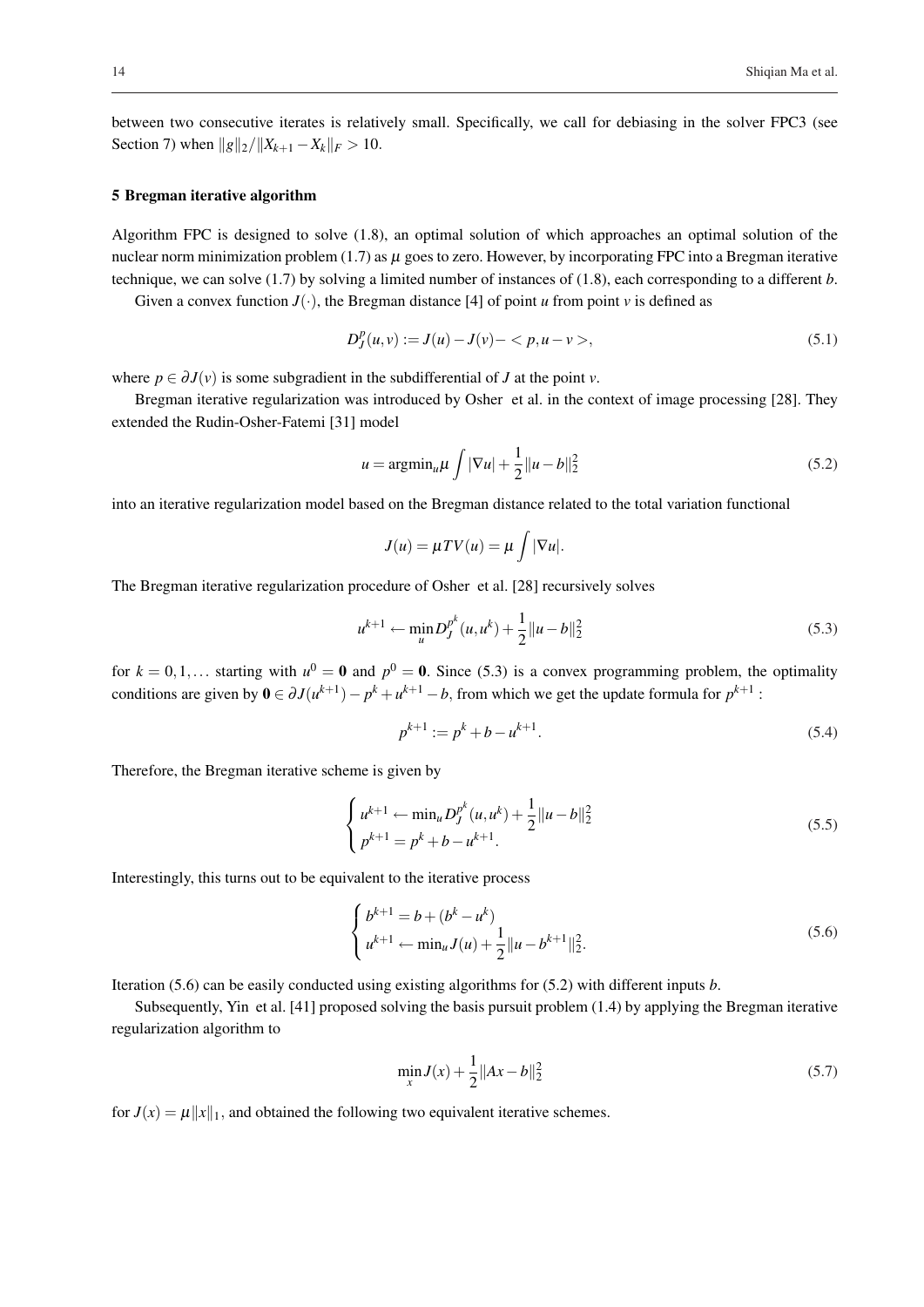between two consecutive iterates is relatively small. Specifically, we call for debiasing in the solver FPC3 (see Section 7) when $\|g\|_2/\|X_{k+1} - X_k\|_F > 10$.

## 5 Bregman iterative algorithm

Algorithm FPC is designed to solve (1.8), an optimal solution of which approaches an optimal solution of the nuclear norm minimization problem (1.7) as $\mu$ goes to zero. However, by incorporating FPC into a Bregman iterative technique, we can solve (1.7) by solving a limited number of instances of (1.8), each corresponding to a different $b$.

Given a convex function $J(\cdot)$, the Bregman distance [4] of point $u$ from point $v$ is defined as

$$D_J^p(u,v) := J(u) - J(v) - \langle p, u - v \rangle, \tag{5.1}$$

where $p \in \partial J(v)$ is some subgradient in the subdifferential of $J$ at the point $v$.

Bregman iterative regularization was introduced by Osher et al. in the context of image processing [28]. They extended the Rudin-Osher-Fatemi [31] model

$$u = \operatorname{argmin}_u \mu \int |\nabla u| + \frac{1}{2}\|u - b\|_2^2 \tag{5.2}$$

into an iterative regularization model based on the Bregman distance related to the total variation functional

$$J(u) = \mu TV(u) = \mu \int |\nabla u|.$$

The Bregman iterative regularization procedure of Osher et al. [28] recursively solves

$$u^{k+1} \leftarrow \min_u D_J^{p^k}(u, u^k) + \frac{1}{2}\|u - b\|_2^2 \tag{5.3}$$

for $k = 0, 1, \ldots$ starting with $u^0 = \mathbf{0}$ and $p^0 = \mathbf{0}$. Since (5.3) is a convex programming problem, the optimality conditions are given by $\mathbf{0} \in \partial J(u^{k+1}) - p^k + u^{k+1} - b$, from which we get the update formula for $p^{k+1}$ :

$$p^{k+1} := p^k + b - u^{k+1}. \tag{5.4}$$

Therefore, the Bregman iterative scheme is given by

$$\begin{cases} u^{k+1} \leftarrow \min_u D_J^{p^k}(u, u^k) + \frac{1}{2}\|u - b\|_2^2 \\ p^{k+1} = p^k + b - u^{k+1}. \end{cases} \tag{5.5}$$

Interestingly, this turns out to be equivalent to the iterative process

$$\begin{cases} b^{k+1} = b + (b^k - u^k) \\ u^{k+1} \leftarrow \min_u J(u) + \frac{1}{2}\|u - b^{k+1}\|_2^2. \end{cases} \tag{5.6}$$

Iteration (5.6) can be easily conducted using existing algorithms for (5.2) with different inputs $b$.

Subsequently, Yin et al. [41] proposed solving the basis pursuit problem (1.4) by applying the Bregman iterative regularization algorithm to

$$\min_x J(x) + \frac{1}{2}\|Ax - b\|_2^2 \tag{5.7}$$

for $J(x) = \mu\|x\|_1$, and obtained the following two equivalent iterative schemes.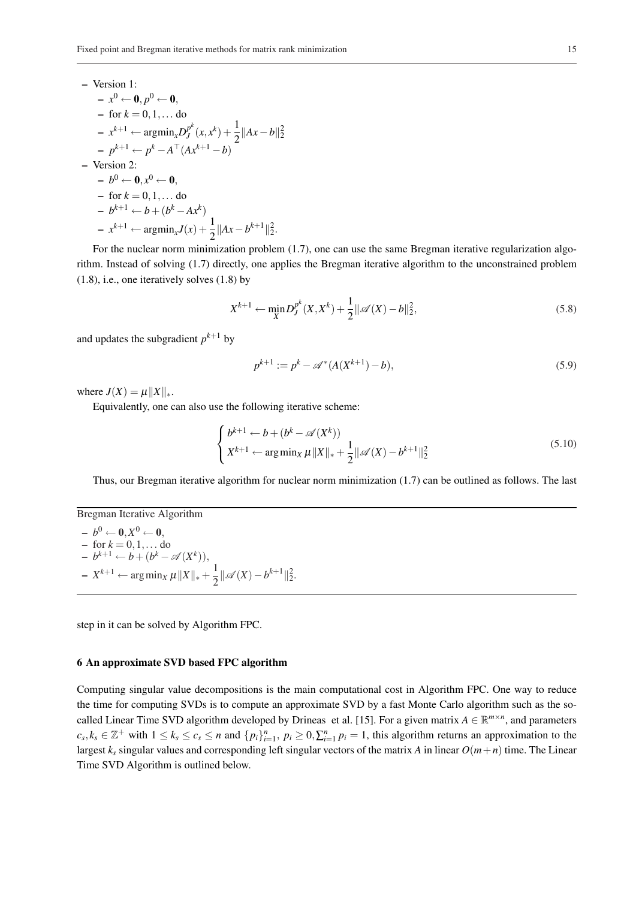- Version 1:
  - $x^0 \leftarrow \mathbf{0}, p^0 \leftarrow \mathbf{0}$,
  - for $k = 0, 1, \ldots$ do
  - $x^{k+1} \leftarrow \text{argmin}_x D_J^{p^k}(x, x^k) + \frac{1}{2}\|Ax - b\|_2^2$
  - $p^{k+1} \leftarrow p^k - A^\top(Ax^{k+1} - b)$
- Version 2:
  - $b^0 \leftarrow \mathbf{0}, x^0 \leftarrow \mathbf{0}$,
  - for $k = 0, 1, \ldots$ do
  - $b^{k+1} \leftarrow b + (b^k - Ax^k)$
  - $x^{k+1} \leftarrow \text{argmin}_x J(x) + \frac{1}{2}\|Ax - b^{k+1}\|_2^2$.

For the nuclear norm minimization problem (1.7), one can use the same Bregman iterative regularization algorithm. Instead of solving (1.7) directly, one applies the Bregman iterative algorithm to the unconstrained problem (1.8), i.e., one iteratively solves (1.8) by

$$X^{k+1} \leftarrow \min_X D_J^{p^k}(X, X^k) + \frac{1}{2}\|\mathscr{A}(X) - b\|_2^2, \tag{5.8}$$

and updates the subgradient $p^{k+1}$ by

$$p^{k+1} := p^k - \mathscr{A}^*(A(X^{k+1}) - b), \tag{5.9}$$

where $J(X) = \mu\|X\|_*$.

Equivalently, one can also use the following iterative scheme:

$$\begin{cases} b^{k+1} \leftarrow b + (b^k - \mathscr{A}(X^k)) \\ X^{k+1} \leftarrow \arg\min_X \mu\|X\|_* + \frac{1}{2}\|\mathscr{A}(X) - b^{k+1}\|_2^2 \end{cases} \tag{5.10}$$

Thus, our Bregman iterative algorithm for nuclear norm minimization (1.7) can be outlined as follows. The last step in it can be solved by Algorithm FPC.

---

Bregman Iterative Algorithm

- $b^0 \leftarrow \mathbf{0}, X^0 \leftarrow \mathbf{0}$,
- for $k = 0, 1, \ldots$ do
- $b^{k+1} \leftarrow b + (b^k - \mathscr{A}(X^k))$,
- $X^{k+1} \leftarrow \arg\min_X \mu\|X\|_* + \frac{1}{2}\|\mathscr{A}(X) - b^{k+1}\|_2^2$.

---

## 6 An approximate SVD based FPC algorithm

Computing singular value decompositions is the main computational cost in Algorithm FPC. One way to reduce the time for computing SVDs is to compute an approximate SVD by a fast Monte Carlo algorithm such as the so-called Linear Time SVD algorithm developed by Drineas et al. [15]. For a given matrix $A \in \mathbb{R}^{m\times n}$, and parameters $c_s, k_s \in \mathbb{Z}^+$ with $1 \le k_s \le c_s \le n$ and $\{p_i\}_{i=1}^n$, $p_i \ge 0, \sum_{i=1}^n p_i = 1$, this algorithm returns an approximation to the largest $k_s$ singular values and corresponding left singular vectors of the matrix $A$ in linear $O(m+n)$ time. The Linear Time SVD Algorithm is outlined below.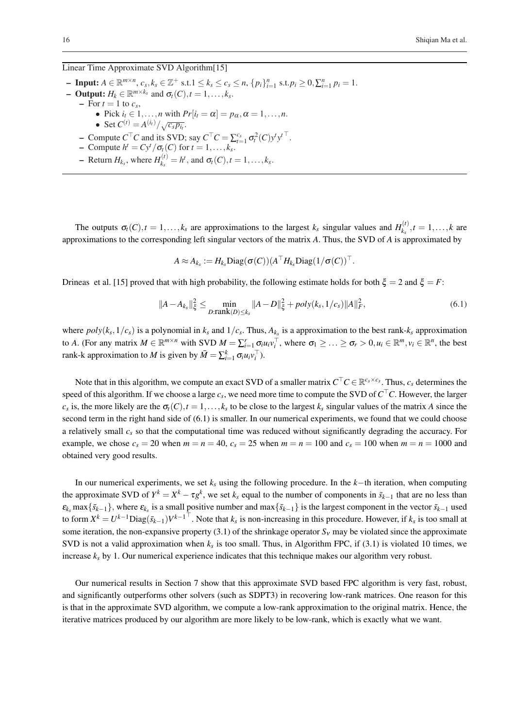Linear Time Approximate SVD Algorithm[15]

- **Input:** $A \in \mathbb{R}^{m\times n}$, $c_s, k_s \in \mathbb{Z}^+$ s.t.$1 \le k_s \le c_s \le n$, $\{p_i\}_{i=1}^n$ s.t.$p_i \ge 0, \sum_{i=1}^n p_i = 1$.
- **Output:** $H_k \in \mathbb{R}^{m\times k_s}$ and $\sigma_t(C), t = 1,\ldots,k_s$.
  - For $t = 1$ to $c_s$,
    - Pick $i_t \in 1,\ldots,n$ with $Pr[i_t = \alpha] = p_\alpha, \alpha = 1,\ldots,n$.
    - Set $C^{(t)} = A^{(i_t)}/\sqrt{c_s p_{i_t}}$.
  - Compute $C^\top C$ and its SVD; say $C^\top C = \sum_{t=1}^{c_s} \sigma_t^2(C) y^t {y^t}^\top$.
  - Compute $h^t = Cy^t/\sigma_t(C)$ for $t = 1,\ldots,k_s$.
  - Return $H_{k_s}$, where $H_{k_s}^{(t)} = h^t$, and $\sigma_t(C), t = 1,\ldots,k_s$.

The outputs $\sigma_t(C), t = 1,\ldots,k_s$ are approximations to the largest $k_s$ singular values and $H_{k_s}^{(t)}, t = 1,\ldots,k$ are approximations to the corresponding left singular vectors of the matrix $A$. Thus, the SVD of $A$ is approximated by

$$A \approx A_{k_s} := H_{k_s}\mathrm{Diag}(\sigma(C))(A^\top H_{k_s}\mathrm{Diag}(1/\sigma(C))^\top.$$

Drineas et al. [15] proved that with high probability, the following estimate holds for both $\xi = 2$ and $\xi = F$:

$$\|A - A_{k_s}\|_\xi^2 \le \min_{D:\mathrm{rank}(D)\le k_s} \|A - D\|_\xi^2 + poly(k_s, 1/c_s)\|A\|_F^2, \tag{6.1}$$

where $poly(k_s, 1/c_s)$ is a polynomial in $k_s$ and $1/c_s$. Thus, $A_{k_s}$ is a approximation to the best rank-$k_s$ approximation to $A$. (For any matrix $M \in \mathbb{R}^{m\times n}$ with SVD $M = \sum_{i=1}^r \sigma_i u_i v_i^\top$, where $\sigma_1 \ge \ldots \ge \sigma_r > 0, u_i \in \mathbb{R}^m, v_i \in \mathbb{R}^n$, the best rank-k approximation to $M$ is given by $\bar{M} = \sum_{i=1}^k \sigma_i u_i v_i^\top$).

Note that in this algorithm, we compute an exact SVD of a smaller matrix $C^\top C \in \mathbb{R}^{c_s\times c_s}$. Thus, $c_s$ determines the speed of this algorithm. If we choose a large $c_s$, we need more time to compute the SVD of $C^\top C$. However, the larger $c_s$ is, the more likely are the $\sigma_t(C), t = 1,\ldots,k_s$ to be close to the largest $k_s$ singular values of the matrix $A$ since the second term in the right hand side of (6.1) is smaller. In our numerical experiments, we found that we could choose a relatively small $c_s$ so that the computational time was reduced without significantly degrading the accuracy. For example, we chose $c_s = 20$ when $m = n = 40$, $c_s = 25$ when $m = n = 100$ and $c_s = 100$ when $m = n = 1000$ and obtained very good results.

In our numerical experiments, we set $k_s$ using the following procedure. In the $k-$th iteration, when computing the approximate SVD of $Y^k = X^k - \tau g^k$, we set $k_s$ equal to the number of components in $\bar{s}_{k-1}$ that are no less than $\varepsilon_{k_s}\max\{\bar{s}_{k-1}\}$, where $\varepsilon_{k_s}$ is a small positive number and $\max\{\bar{s}_{k-1}\}$ is the largest component in the vector $\bar{s}_{k-1}$ used to form $X^k = U^{k-1}\mathrm{Diag}(\bar{s}_{k-1}){V^{k-1}}^\top$. Note that $k_s$ is non-increasing in this procedure. However, if $k_s$ is too small at some iteration, the non-expansive property (3.1) of the shrinkage operator $S_\nu$ may be violated since the approximate SVD is not a valid approximation when $k_s$ is too small. Thus, in Algorithm FPC, if (3.1) is violated 10 times, we increase $k_s$ by 1. Our numerical experience indicates that this technique makes our algorithm very robust.

Our numerical results in Section 7 show that this approximate SVD based FPC algorithm is very fast, robust, and significantly outperforms other solvers (such as SDPT3) in recovering low-rank matrices. One reason for this is that in the approximate SVD algorithm, we compute a low-rank approximation to the original matrix. Hence, the iterative matrices produced by our algorithm are more likely to be low-rank, which is exactly what we want.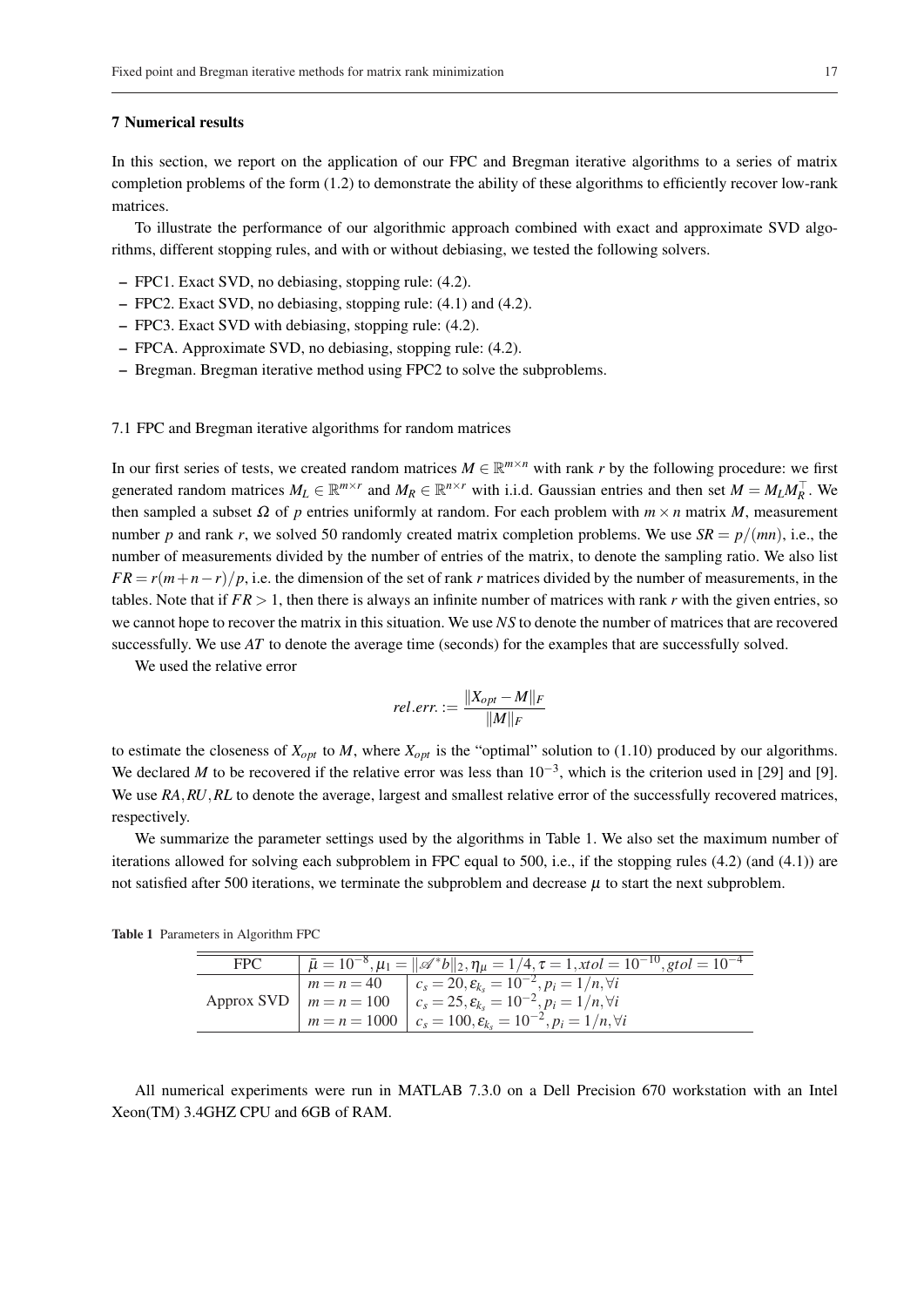## 7 Numerical results

In this section, we report on the application of our FPC and Bregman iterative algorithms to a series of matrix completion problems of the form (1.2) to demonstrate the ability of these algorithms to efficiently recover low-rank matrices.

To illustrate the performance of our algorithmic approach combined with exact and approximate SVD algorithms, different stopping rules, and with or without debiasing, we tested the following solvers.

- FPC1. Exact SVD, no debiasing, stopping rule: (4.2).
- FPC2. Exact SVD, no debiasing, stopping rule: (4.1) and (4.2).
- FPC3. Exact SVD with debiasing, stopping rule: (4.2).
- FPCA. Approximate SVD, no debiasing, stopping rule: (4.2).
- Bregman. Bregman iterative method using FPC2 to solve the subproblems.

### 7.1 FPC and Bregman iterative algorithms for random matrices

In our first series of tests, we created random matrices $M \in \mathbb{R}^{m\times n}$ with rank $r$ by the following procedure: we first generated random matrices $M_L \in \mathbb{R}^{m\times r}$ and $M_R \in \mathbb{R}^{n\times r}$ with i.i.d. Gaussian entries and then set $M = M_L M_R^\top$. We then sampled a subset $\Omega$ of $p$ entries uniformly at random. For each problem with $m\times n$ matrix $M$, measurement number $p$ and rank $r$, we solved 50 randomly created matrix completion problems. We use $SR = p/(mn)$, i.e., the number of measurements divided by the number of entries of the matrix, to denote the sampling ratio. We also list $FR = r(m+n-r)/p$, i.e. the dimension of the set of rank $r$ matrices divided by the number of measurements, in the tables. Note that if $FR > 1$, then there is always an infinite number of matrices with rank $r$ with the given entries, so we cannot hope to recover the matrix in this situation. We use $NS$ to denote the number of matrices that are recovered successfully. We use $AT$ to denote the average time (seconds) for the examples that are successfully solved.

We used the relative error

$$rel.err. := \frac{\|X_{opt} - M\|_F}{\|M\|_F}$$

to estimate the closeness of $X_{opt}$ to $M$, where $X_{opt}$ is the "optimal" solution to (1.10) produced by our algorithms. We declared $M$ to be recovered if the relative error was less than $10^{-3}$, which is the criterion used in [29] and [9]. We use $RA, RU, RL$ to denote the average, largest and smallest relative error of the successfully recovered matrices, respectively.

We summarize the parameter settings used by the algorithms in Table 1. We also set the maximum number of iterations allowed for solving each subproblem in FPC equal to 500, i.e., if the stopping rules (4.2) (and (4.1)) are not satisfied after 500 iterations, we terminate the subproblem and decrease $\mu$ to start the next subproblem.

**Table 1** Parameters in Algorithm FPC

| FPC | $\bar{\mu} = 10^{-8}, \mu_1 = \|\mathscr{A}^* b\|_2, \eta_\mu = 1/4, \tau = 1, xtol = 10^{-10}, gtol = 10^{-4}$ | |
|---|---|---|
| Approx SVD | $m = n = 40$ | $c_s = 20, \varepsilon_{k_s} = 10^{-2}, p_i = 1/n, \forall i$ |
| | $m = n = 100$ | $c_s = 25, \varepsilon_{k_s} = 10^{-2}, p_i = 1/n, \forall i$ |
| | $m = n = 1000$ | $c_s = 100, \varepsilon_{k_s} = 10^{-2}, p_i = 1/n, \forall i$ |

All numerical experiments were run in MATLAB 7.3.0 on a Dell Precision 670 workstation with an Intel Xeon(TM) 3.4GHZ CPU and 6GB of RAM.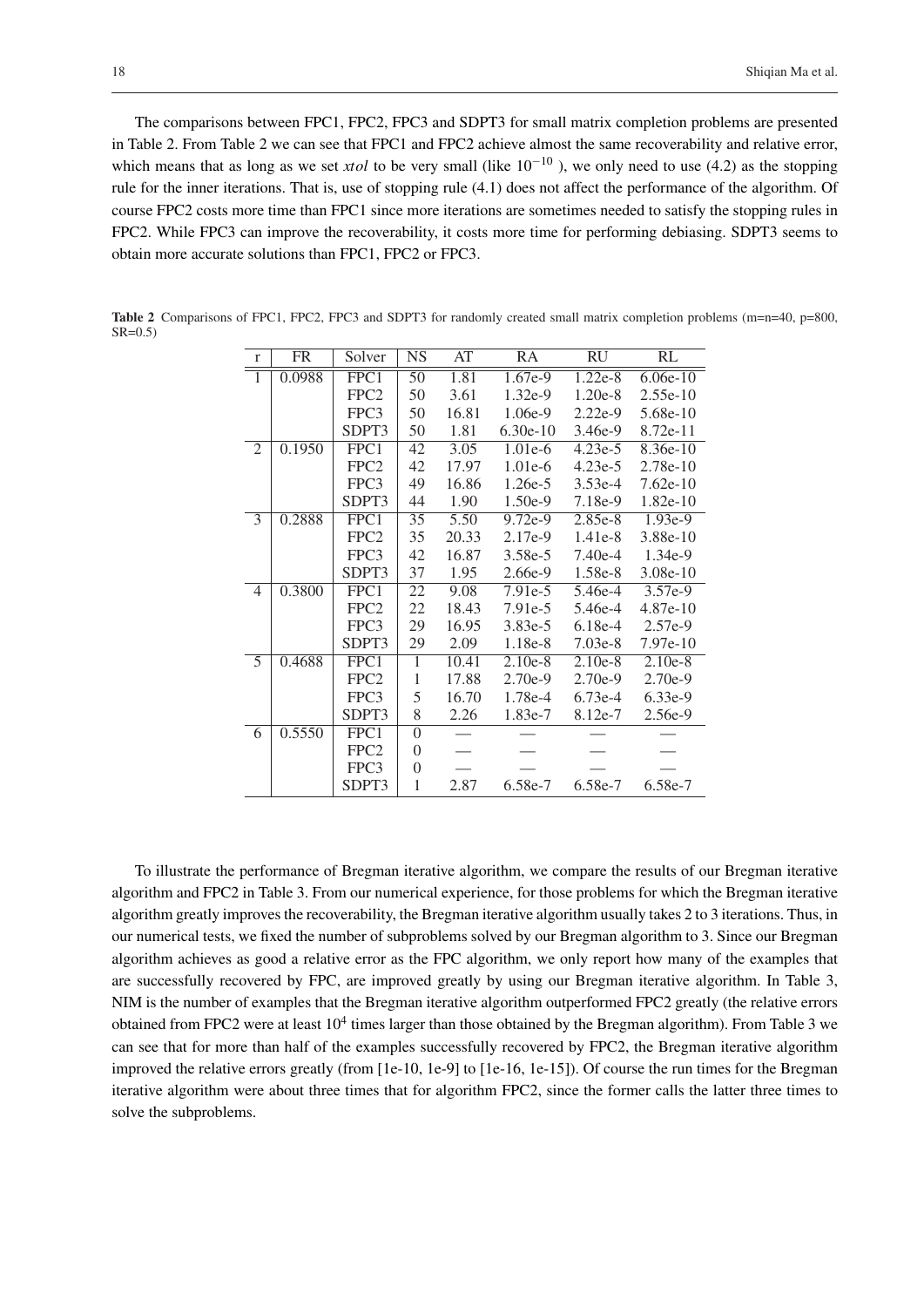The comparisons between FPC1, FPC2, FPC3 and SDPT3 for small matrix completion problems are presented in Table 2. From Table 2 we can see that FPC1 and FPC2 achieve almost the same recoverability and relative error, which means that as long as we set *xtol* to be very small (like $10^{-10}$ ), we only need to use (4.2) as the stopping rule for the inner iterations. That is, use of stopping rule (4.1) does not affect the performance of the algorithm. Of course FPC2 costs more time than FPC1 since more iterations are sometimes needed to satisfy the stopping rules in FPC2. While FPC3 can improve the recoverability, it costs more time for performing debiasing. SDPT3 seems to obtain more accurate solutions than FPC1, FPC2 or FPC3.

**Table 2** Comparisons of FPC1, FPC2, FPC3 and SDPT3 for randomly created small matrix completion problems (m=n=40, p=800, SR=0.5)

| r | FR | Solver | NS | AT | RA | RU | RL |
|---|---|---|---|---|---|---|---|
| 1 | 0.0988 | FPC1 | 50 | 1.81 | 1.67e-9 | 1.22e-8 | 6.06e-10 |
| | | FPC2 | 50 | 3.61 | 1.32e-9 | 1.20e-8 | 2.55e-10 |
| | | FPC3 | 50 | 16.81 | 1.06e-9 | 2.22e-9 | 5.68e-10 |
| | | SDPT3 | 50 | 1.81 | 6.30e-10 | 3.46e-9 | 8.72e-11 |
| 2 | 0.1950 | FPC1 | 42 | 3.05 | 1.01e-6 | 4.23e-5 | 8.36e-10 |
| | | FPC2 | 42 | 17.97 | 1.01e-6 | 4.23e-5 | 2.78e-10 |
| | | FPC3 | 49 | 16.86 | 1.26e-5 | 3.53e-4 | 7.62e-10 |
| | | SDPT3 | 44 | 1.90 | 1.50e-9 | 7.18e-9 | 1.82e-10 |
| 3 | 0.2888 | FPC1 | 35 | 5.50 | 9.72e-9 | 2.85e-8 | 1.93e-9 |
| | | FPC2 | 35 | 20.33 | 2.17e-9 | 1.41e-8 | 3.88e-10 |
| | | FPC3 | 42 | 16.87 | 3.58e-5 | 7.40e-4 | 1.34e-9 |
| | | SDPT3 | 37 | 1.95 | 2.66e-9 | 1.58e-8 | 3.08e-10 |
| 4 | 0.3800 | FPC1 | 22 | 9.08 | 7.91e-5 | 5.46e-4 | 3.57e-9 |
| | | FPC2 | 22 | 18.43 | 7.91e-5 | 5.46e-4 | 4.87e-10 |
| | | FPC3 | 29 | 16.95 | 3.83e-5 | 6.18e-4 | 2.57e-9 |
| | | SDPT3 | 29 | 2.09 | 1.18e-8 | 7.03e-8 | 7.97e-10 |
| 5 | 0.4688 | FPC1 | 1 | 10.41 | 2.10e-8 | 2.10e-8 | 2.10e-8 |
| | | FPC2 | 1 | 17.88 | 2.70e-9 | 2.70e-9 | 2.70e-9 |
| | | FPC3 | 5 | 16.70 | 1.78e-4 | 6.73e-4 | 6.33e-9 |
| | | SDPT3 | 8 | 2.26 | 1.83e-7 | 8.12e-7 | 2.56e-9 |
| 6 | 0.5550 | FPC1 | 0 | — | — | — | — |
| | | FPC2 | 0 | — | — | — | — |
| | | FPC3 | 0 | — | — | — | — |
| | | SDPT3 | 1 | 2.87 | 6.58e-7 | 6.58e-7 | 6.58e-7 |

To illustrate the performance of Bregman iterative algorithm, we compare the results of our Bregman iterative algorithm and FPC2 in Table 3. From our numerical experience, for those problems for which the Bregman iterative algorithm greatly improves the recoverability, the Bregman iterative algorithm usually takes 2 to 3 iterations. Thus, in our numerical tests, we fixed the number of subproblems solved by our Bregman algorithm to 3. Since our Bregman algorithm achieves as good a relative error as the FPC algorithm, we only report how many of the examples that are successfully recovered by FPC, are improved greatly by using our Bregman iterative algorithm. In Table 3, NIM is the number of examples that the Bregman iterative algorithm outperformed FPC2 greatly (the relative errors obtained from FPC2 were at least $10^4$ times larger than those obtained by the Bregman algorithm). From Table 3 we can see that for more than half of the examples successfully recovered by FPC2, the Bregman iterative algorithm improved the relative errors greatly (from [1e-10, 1e-9] to [1e-16, 1e-15]). Of course the run times for the Bregman iterative algorithm were about three times that for algorithm FPC2, since the former calls the latter three times to solve the subproblems.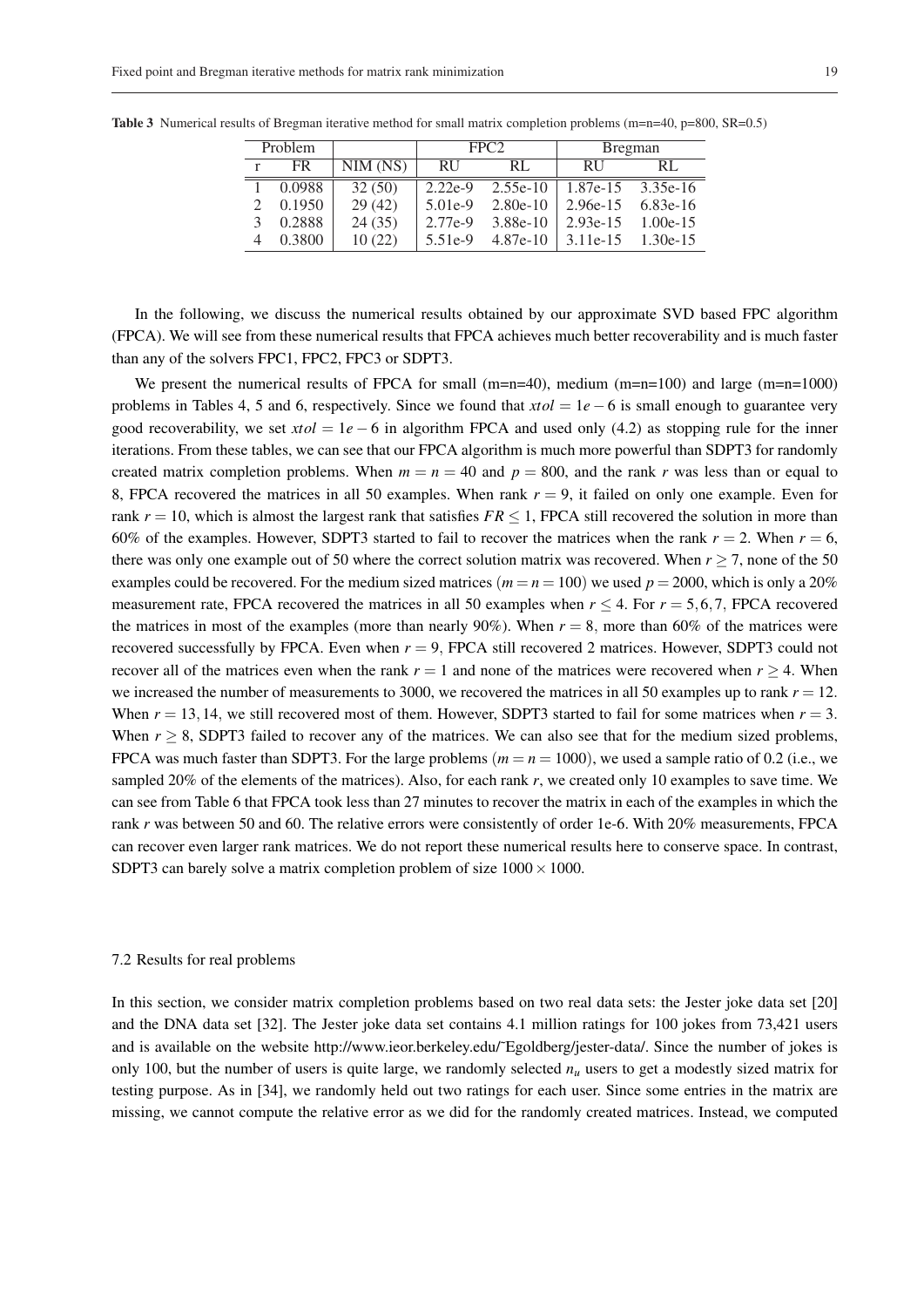**Table 3** Numerical results of Bregman iterative method for small matrix completion problems (m=n=40, p=800, SR=0.5)

| Problem | | | FPC2 | | Bregman | |
|---|---|---|---|---|---|---|
| r | FR | NIM (NS) | RU | RL | RU | RL |
| 1 | 0.0988 | 32 (50) | 2.22e-9 | 2.55e-10 | 1.87e-15 | 3.35e-16 |
| 2 | 0.1950 | 29 (42) | 5.01e-9 | 2.80e-10 | 2.96e-15 | 6.83e-16 |
| 3 | 0.2888 | 24 (35) | 2.77e-9 | 3.88e-10 | 2.93e-15 | 1.00e-15 |
| 4 | 0.3800 | 10 (22) | 5.51e-9 | 4.87e-10 | 3.11e-15 | 1.30e-15 |

In the following, we discuss the numerical results obtained by our approximate SVD based FPC algorithm (FPCA). We will see from these numerical results that FPCA achieves much better recoverability and is much faster than any of the solvers FPC1, FPC2, FPC3 or SDPT3.

We present the numerical results of FPCA for small (m=n=40), medium (m=n=100) and large (m=n=1000) problems in Tables 4, 5 and 6, respectively. Since we found that $xtol = 1e-6$ is small enough to guarantee very good recoverability, we set $xtol = 1e-6$ in algorithm FPCA and used only (4.2) as stopping rule for the inner iterations. From these tables, we can see that our FPCA algorithm is much more powerful than SDPT3 for randomly created matrix completion problems. When $m = n = 40$ and $p = 800$, and the rank $r$ was less than or equal to 8, FPCA recovered the matrices in all 50 examples. When rank $r = 9$, it failed on only one example. Even for rank $r = 10$, which is almost the largest rank that satisfies $FR \leq 1$, FPCA still recovered the solution in more than 60% of the examples. However, SDPT3 started to fail to recover the matrices when the rank $r = 2$. When $r = 6$, there was only one example out of 50 where the correct solution matrix was recovered. When $r \geq 7$, none of the 50 examples could be recovered. For the medium sized matrices ($m = n = 100$) we used $p = 2000$, which is only a 20% measurement rate, FPCA recovered the matrices in all 50 examples when $r \leq 4$. For $r = 5,6,7$, FPCA recovered the matrices in most of the examples (more than nearly 90%). When $r = 8$, more than 60% of the matrices were recovered successfully by FPCA. Even when $r = 9$, FPCA still recovered 2 matrices. However, SDPT3 could not recover all of the matrices even when the rank $r = 1$ and none of the matrices were recovered when $r \geq 4$. When we increased the number of measurements to 3000, we recovered the matrices in all 50 examples up to rank $r = 12$. When $r = 13,14$, we still recovered most of them. However, SDPT3 started to fail for some matrices when $r = 3$. When $r \geq 8$, SDPT3 failed to recover any of the matrices. We can also see that for the medium sized problems, FPCA was much faster than SDPT3. For the large problems ($m = n = 1000$), we used a sample ratio of 0.2 (i.e., we sampled 20% of the elements of the matrices). Also, for each rank $r$, we created only 10 examples to save time. We can see from Table 6 that FPCA took less than 27 minutes to recover the matrix in each of the examples in which the rank $r$ was between 50 and 60. The relative errors were consistently of order 1e-6. With 20% measurements, FPCA can recover even larger rank matrices. We do not report these numerical results here to conserve space. In contrast, SDPT3 can barely solve a matrix completion problem of size $1000 \times 1000$.

### 7.2 Results for real problems

In this section, we consider matrix completion problems based on two real data sets: the Jester joke data set [20] and the DNA data set [32]. The Jester joke data set contains 4.1 million ratings for 100 jokes from 73,421 users and is available on the website http://www.ieor.berkeley.edu/~Egoldberg/jester-data/. Since the number of jokes is only 100, but the number of users is quite large, we randomly selected $n_u$ users to get a modestly sized matrix for testing purpose. As in [34], we randomly held out two ratings for each user. Since some entries in the matrix are missing, we cannot compute the relative error as we did for the randomly created matrices. Instead, we computed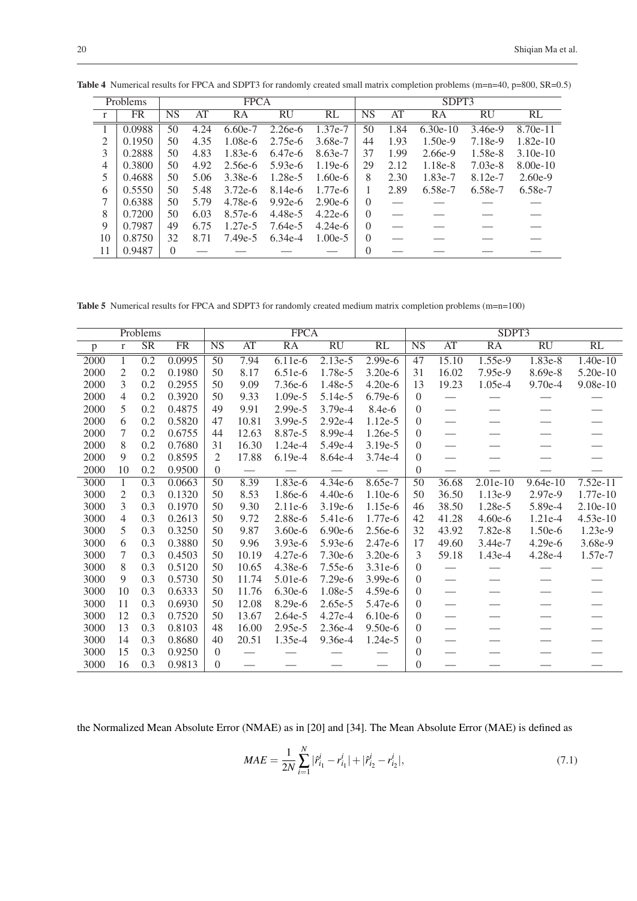**Table 4** Numerical results for FPCA and SDPT3 for randomly created small matrix completion problems (m=n=40, p=800, SR=0.5)

| Problems | | FPCA | | | | | SDPT3 | | | | |
|---|---|---|---|---|---|---|---|---|---|---|---|
| r | FR | NS | AT | RA | RU | RL | NS | AT | RA | RU | RL |
| 1 | 0.0988 | 50 | 4.24 | 6.60e-7 | 2.26e-6 | 1.37e-7 | 50 | 1.84 | 6.30e-10 | 3.46e-9 | 8.70e-11 |
| 2 | 0.1950 | 50 | 4.35 | 1.08e-6 | 2.75e-6 | 3.68e-7 | 44 | 1.93 | 1.50e-9 | 7.18e-9 | 1.82e-10 |
| 3 | 0.2888 | 50 | 4.83 | 1.83e-6 | 6.47e-6 | 8.63e-7 | 37 | 1.99 | 2.66e-9 | 1.58e-8 | 3.10e-10 |
| 4 | 0.3800 | 50 | 4.92 | 2.56e-6 | 5.93e-6 | 1.19e-6 | 29 | 2.12 | 1.18e-8 | 7.03e-8 | 8.00e-10 |
| 5 | 0.4688 | 50 | 5.06 | 3.38e-6 | 1.28e-5 | 1.60e-6 | 8 | 2.30 | 1.83e-7 | 8.12e-7 | 2.60e-9 |
| 6 | 0.5550 | 50 | 5.48 | 3.72e-6 | 8.14e-6 | 1.77e-6 | 1 | 2.89 | 6.58e-7 | 6.58e-7 | 6.58e-7 |
| 7 | 0.6388 | 50 | 5.79 | 4.78e-6 | 9.92e-6 | 2.90e-6 | 0 | — | — | — | — |
| 8 | 0.7200 | 50 | 6.03 | 8.57e-6 | 4.48e-5 | 4.22e-6 | 0 | — | — | — | — |
| 9 | 0.7987 | 49 | 6.75 | 1.27e-5 | 7.64e-5 | 4.24e-6 | 0 | — | — | — | — |
| 10 | 0.8750 | 32 | 8.71 | 7.49e-5 | 6.34e-4 | 1.00e-5 | 0 | — | — | — | — |
| 11 | 0.9487 | 0 | — | — | — | — | 0 | — | — | — | — |

**Table 5** Numerical results for FPCA and SDPT3 for randomly created medium matrix completion problems (m=n=100)

| Problems | | | | FPCA | | | | | SDPT3 | | | | |
|---|---|---|---|---|---|---|---|---|---|---|---|---|---|
| p | r | SR | FR | NS | AT | RA | RU | RL | NS | AT | RA | RU | RL |
| 2000 | 1 | 0.2 | 0.0995 | 50 | 7.94 | 6.11e-6 | 2.13e-5 | 2.99e-6 | 47 | 15.10 | 1.55e-9 | 1.83e-8 | 1.40e-10 |
| 2000 | 2 | 0.2 | 0.1980 | 50 | 8.17 | 6.51e-6 | 1.78e-5 | 3.20e-6 | 31 | 16.02 | 7.95e-9 | 8.69e-8 | 5.20e-10 |
| 2000 | 3 | 0.2 | 0.2955 | 50 | 9.09 | 7.36e-6 | 1.48e-5 | 4.20e-6 | 13 | 19.23 | 1.05e-4 | 9.70e-4 | 9.08e-10 |
| 2000 | 4 | 0.2 | 0.3920 | 50 | 9.33 | 1.09e-5 | 5.14e-5 | 6.79e-6 | 0 | — | — | — | — |
| 2000 | 5 | 0.2 | 0.4875 | 49 | 9.91 | 2.99e-5 | 3.79e-4 | 8.4e-6 | 0 | — | — | — | — |
| 2000 | 6 | 0.2 | 0.5820 | 47 | 10.81 | 3.99e-5 | 2.92e-4 | 1.12e-5 | 0 | — | — | — | — |
| 2000 | 7 | 0.2 | 0.6755 | 44 | 12.63 | 8.87e-5 | 8.99e-4 | 1.26e-5 | 0 | — | — | — | — |
| 2000 | 8 | 0.2 | 0.7680 | 31 | 16.30 | 1.24e-4 | 5.49e-4 | 3.19e-5 | 0 | — | — | — | — |
| 2000 | 9 | 0.2 | 0.8595 | 2 | 17.88 | 6.19e-4 | 8.64e-4 | 3.74e-4 | 0 | — | — | — | — |
| 2000 | 10 | 0.2 | 0.9500 | 0 | — | — | — | — | 0 | — | — | — | — |
| 3000 | 1 | 0.3 | 0.0663 | 50 | 8.39 | 1.83e-6 | 4.34e-6 | 8.65e-7 | 50 | 36.68 | 2.01e-10 | 9.64e-10 | 7.52e-11 |
| 3000 | 2 | 0.3 | 0.1320 | 50 | 8.53 | 1.86e-6 | 4.40e-6 | 1.10e-6 | 50 | 36.50 | 1.13e-9 | 2.97e-9 | 1.77e-10 |
| 3000 | 3 | 0.3 | 0.1970 | 50 | 9.30 | 2.11e-6 | 3.19e-6 | 1.15e-6 | 46 | 38.50 | 1.28e-5 | 5.89e-4 | 2.10e-10 |
| 3000 | 4 | 0.3 | 0.2613 | 50 | 9.72 | 2.88e-6 | 5.41e-6 | 1.77e-6 | 42 | 41.28 | 4.60e-6 | 1.21e-4 | 4.53e-10 |
| 3000 | 5 | 0.3 | 0.3250 | 50 | 9.87 | 3.60e-6 | 6.90e-6 | 2.56e-6 | 32 | 43.92 | 7.82e-8 | 1.50e-6 | 1.23e-9 |
| 3000 | 6 | 0.3 | 0.3880 | 50 | 9.96 | 3.93e-6 | 5.93e-6 | 2.47e-6 | 17 | 49.60 | 3.44e-7 | 4.29e-6 | 3.68e-9 |
| 3000 | 7 | 0.3 | 0.4503 | 50 | 10.19 | 4.27e-6 | 7.30e-6 | 3.20e-6 | 3 | 59.18 | 1.43e-4 | 4.28e-4 | 1.57e-7 |
| 3000 | 8 | 0.3 | 0.5120 | 50 | 10.65 | 4.38e-6 | 7.55e-6 | 3.31e-6 | 0 | — | — | — | — |
| 3000 | 9 | 0.3 | 0.5730 | 50 | 11.74 | 5.01e-6 | 7.29e-6 | 3.99e-6 | 0 | — | — | — | — |
| 3000 | 10 | 0.3 | 0.6333 | 50 | 11.76 | 6.30e-6 | 1.08e-5 | 4.59e-6 | 0 | — | — | — | — |
| 3000 | 11 | 0.3 | 0.6930 | 50 | 12.08 | 8.29e-6 | 2.65e-5 | 5.47e-6 | 0 | — | — | — | — |
| 3000 | 12 | 0.3 | 0.7520 | 50 | 13.67 | 2.64e-5 | 4.27e-4 | 6.10e-6 | 0 | — | — | — | — |
| 3000 | 13 | 0.3 | 0.8103 | 48 | 16.00 | 2.95e-5 | 2.36e-4 | 9.50e-6 | 0 | — | — | — | — |
| 3000 | 14 | 0.3 | 0.8680 | 40 | 20.51 | 1.35e-4 | 9.36e-4 | 1.24e-5 | 0 | — | — | — | — |
| 3000 | 15 | 0.3 | 0.9250 | 0 | — | — | — | — | 0 | — | — | — | — |
| 3000 | 16 | 0.3 | 0.9813 | 0 | — | — | — | — | 0 | — | — | — | — |

the Normalized Mean Absolute Error (NMAE) as in [20] and [34]. The Mean Absolute Error (MAE) is defined as

$$MAE = \frac{1}{2N}\sum_{i=1}^{N} |\hat{r}^{i}_{i_1} - r^{i}_{i_1}| + |\hat{r}^{i}_{i_2} - r^{i}_{i_2}|, \tag{7.1}$$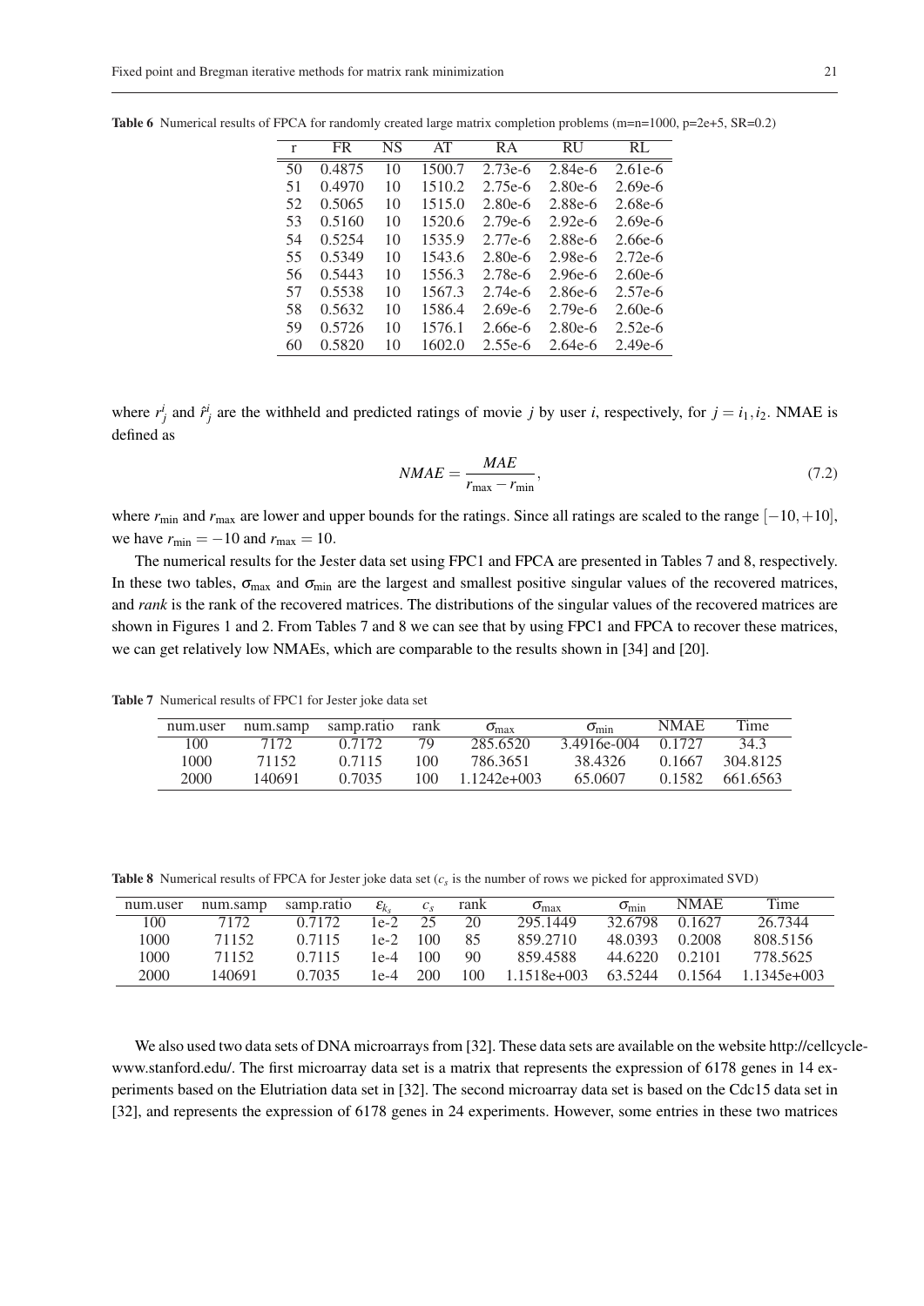**Table 6** Numerical results of FPCA for randomly created large matrix completion problems (m=n=1000, p=2e+5, SR=0.2)

| r | FR | NS | AT | RA | RU | RL |
|---|---|---|---|---|---|---|
| 50 | 0.4875 | 10 | 1500.7 | 2.73e-6 | 2.84e-6 | 2.61e-6 |
| 51 | 0.4970 | 10 | 1510.2 | 2.75e-6 | 2.80e-6 | 2.69e-6 |
| 52 | 0.5065 | 10 | 1515.0 | 2.80e-6 | 2.88e-6 | 2.68e-6 |
| 53 | 0.5160 | 10 | 1520.6 | 2.79e-6 | 2.92e-6 | 2.69e-6 |
| 54 | 0.5254 | 10 | 1535.9 | 2.77e-6 | 2.88e-6 | 2.66e-6 |
| 55 | 0.5349 | 10 | 1543.6 | 2.80e-6 | 2.98e-6 | 2.72e-6 |
| 56 | 0.5443 | 10 | 1556.3 | 2.78e-6 | 2.96e-6 | 2.60e-6 |
| 57 | 0.5538 | 10 | 1567.3 | 2.74e-6 | 2.86e-6 | 2.57e-6 |
| 58 | 0.5632 | 10 | 1586.4 | 2.69e-6 | 2.79e-6 | 2.60e-6 |
| 59 | 0.5726 | 10 | 1576.1 | 2.66e-6 | 2.80e-6 | 2.52e-6 |
| 60 | 0.5820 | 10 | 1602.0 | 2.55e-6 | 2.64e-6 | 2.49e-6 |

where $r^i_j$ and $\hat{r}^i_j$ are the withheld and predicted ratings of movie $j$ by user $i$, respectively, for $j = i_1, i_2$. NMAE is defined as

$$NMAE = \frac{MAE}{r_{\max} - r_{\min}}, \tag{7.2}$$

where $r_{\min}$ and $r_{\max}$ are lower and upper bounds for the ratings. Since all ratings are scaled to the range $[-10, +10]$, we have $r_{\min} = -10$ and $r_{\max} = 10$.

The numerical results for the Jester data set using FPC1 and FPCA are presented in Tables 7 and 8, respectively. In these two tables, $\sigma_{\max}$ and $\sigma_{\min}$ are the largest and smallest positive singular values of the recovered matrices, and *rank* is the rank of the recovered matrices. The distributions of the singular values of the recovered matrices are shown in Figures 1 and 2. From Tables 7 and 8 we can see that by using FPC1 and FPCA to recover these matrices, we can get relatively low NMAEs, which are comparable to the results shown in [34] and [20].

**Table 7** Numerical results of FPC1 for Jester joke data set

| num.user | num.samp | samp.ratio | rank | $\sigma_{\max}$ | $\sigma_{\min}$ | NMAE | Time |
|---|---|---|---|---|---|---|---|
| 100 | 7172 | 0.7172 | 79 | 285.6520 | 3.4916e-004 | 0.1727 | 34.3 |
| 1000 | 71152 | 0.7115 | 100 | 786.3651 | 38.4326 | 0.1667 | 304.8125 |
| 2000 | 140691 | 0.7035 | 100 | 1.1242e+003 | 65.0607 | 0.1582 | 661.6563 |

**Table 8** Numerical results of FPCA for Jester joke data set ($c_s$ is the number of rows we picked for approximated SVD)

| num.user | num.samp | samp.ratio | $\varepsilon_{k_s}$ | $c_s$ | rank | $\sigma_{\max}$ | $\sigma_{\min}$ | NMAE | Time |
|---|---|---|---|---|---|---|---|---|---|
| 100 | 7172 | 0.7172 | 1e-2 | 25 | 20 | 295.1449 | 32.6798 | 0.1627 | 26.7344 |
| 1000 | 71152 | 0.7115 | 1e-2 | 100 | 85 | 859.2710 | 48.0393 | 0.2008 | 808.5156 |
| 1000 | 71152 | 0.7115 | 1e-4 | 100 | 90 | 859.4588 | 44.6220 | 0.2101 | 778.5625 |
| 2000 | 140691 | 0.7035 | 1e-4 | 200 | 100 | 1.1518e+003 | 63.5244 | 0.1564 | 1.1345e+003 |

We also used two data sets of DNA microarrays from [32]. These data sets are available on the website http://cellcycle-www.stanford.edu/. The first microarray data set is a matrix that represents the expression of 6178 genes in 14 experiments based on the Elutriation data set in [32]. The second microarray data set is based on the Cdc15 data set in [32], and represents the expression of 6178 genes in 24 experiments. However, some entries in these two matrices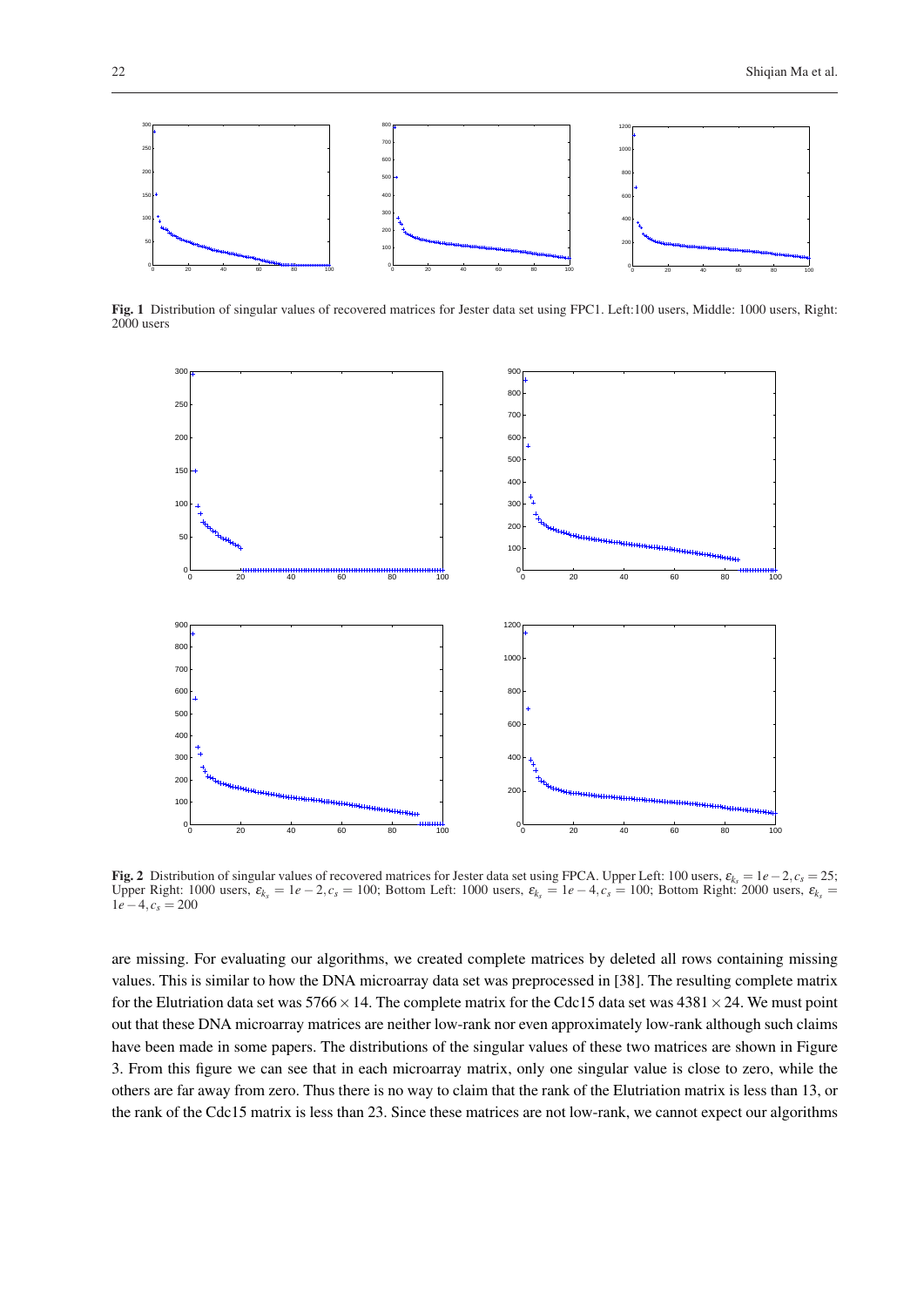**Fig. 1** Distribution of singular values of recovered matrices for Jester data set using FPC1. Left:100 users, Middle: 1000 users, Right: 2000 users

**Fig. 2** Distribution of singular values of recovered matrices for Jester data set using FPCA. Upper Left: 100 users, $\varepsilon_{k_s} = 1e-2, c_s = 25$; Upper Right: 1000 users, $\varepsilon_{k_s} = 1e-2, c_s = 100$; Bottom Left: 1000 users, $\varepsilon_{k_s} = 1e-4, c_s = 100$; Bottom Right: 2000 users, $\varepsilon_{k_s} = 1e-4, c_s = 200$

are missing. For evaluating our algorithms, we created complete matrices by deleted all rows containing missing values. This is similar to how the DNA microarray data set was preprocessed in [38]. The resulting complete matrix for the Elutriation data set was $5766 \times 14$. The complete matrix for the Cdc15 data set was $4381 \times 24$. We must point out that these DNA microarray matrices are neither low-rank nor even approximately low-rank although such claims have been made in some papers. The distributions of the singular values of these two matrices are shown in Figure 3. From this figure we can see that in each microarray matrix, only one singular value is close to zero, while the others are far away from zero. Thus there is no way to claim that the rank of the Elutriation matrix is less than 13, or the rank of the Cdc15 matrix is less than 23. Since these matrices are not low-rank, we cannot expect our algorithms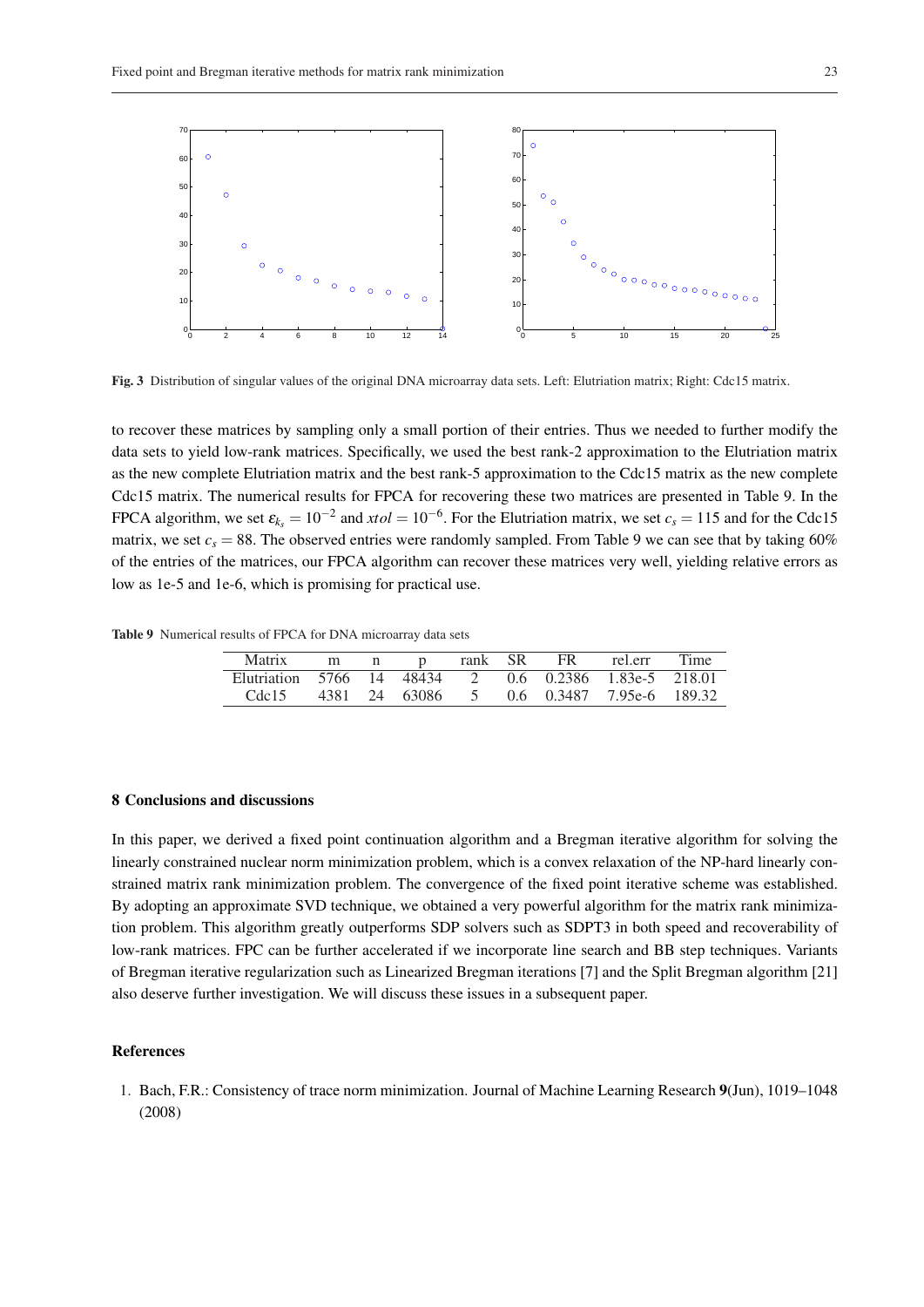Fig. 3 Distribution of singular values of the original DNA microarray data sets. Left: Elutriation matrix; Right: Cdc15 matrix.

to recover these matrices by sampling only a small portion of their entries. Thus we needed to further modify the data sets to yield low-rank matrices. Specifically, we used the best rank-2 approximation to the Elutriation matrix as the new complete Elutriation matrix and the best rank-5 approximation to the Cdc15 matrix as the new complete Cdc15 matrix. The numerical results for FPCA for recovering these two matrices are presented in Table 9. In the FPCA algorithm, we set $\varepsilon_{k_s} = 10^{-2}$ and $xtol = 10^{-6}$. For the Elutriation matrix, we set $c_s = 115$ and for the Cdc15 matrix, we set $c_s = 88$. The observed entries were randomly sampled. From Table 9 we can see that by taking 60% of the entries of the matrices, our FPCA algorithm can recover these matrices very well, yielding relative errors as low as 1e-5 and 1e-6, which is promising for practical use.

**Table 9** Numerical results of FPCA for DNA microarray data sets

| Matrix | m | n | p | rank | SR | FR | rel.err | Time |
|---|---|---|---|---|---|---|---|---|
| Elutriation | 5766 | 14 | 48434 | 2 | 0.6 | 0.2386 | 1.83e-5 | 218.01 |
| Cdc15 | 4381 | 24 | 63086 | 5 | 0.6 | 0.3487 | 7.95e-6 | 189.32 |

## 8 Conclusions and discussions

In this paper, we derived a fixed point continuation algorithm and a Bregman iterative algorithm for solving the linearly constrained nuclear norm minimization problem, which is a convex relaxation of the NP-hard linearly constrained matrix rank minimization problem. The convergence of the fixed point iterative scheme was established. By adopting an approximate SVD technique, we obtained a very powerful algorithm for the matrix rank minimization problem. This algorithm greatly outperforms SDP solvers such as SDPT3 in both speed and recoverability of low-rank matrices. FPC can be further accelerated if we incorporate line search and BB step techniques. Variants of Bregman iterative regularization such as Linearized Bregman iterations [7] and the Split Bregman algorithm [21] also deserve further investigation. We will discuss these issues in a subsequent paper.

## References

1. Bach, F.R.: Consistency of trace norm minimization. Journal of Machine Learning Research **9**(Jun), 1019–1048 (2008)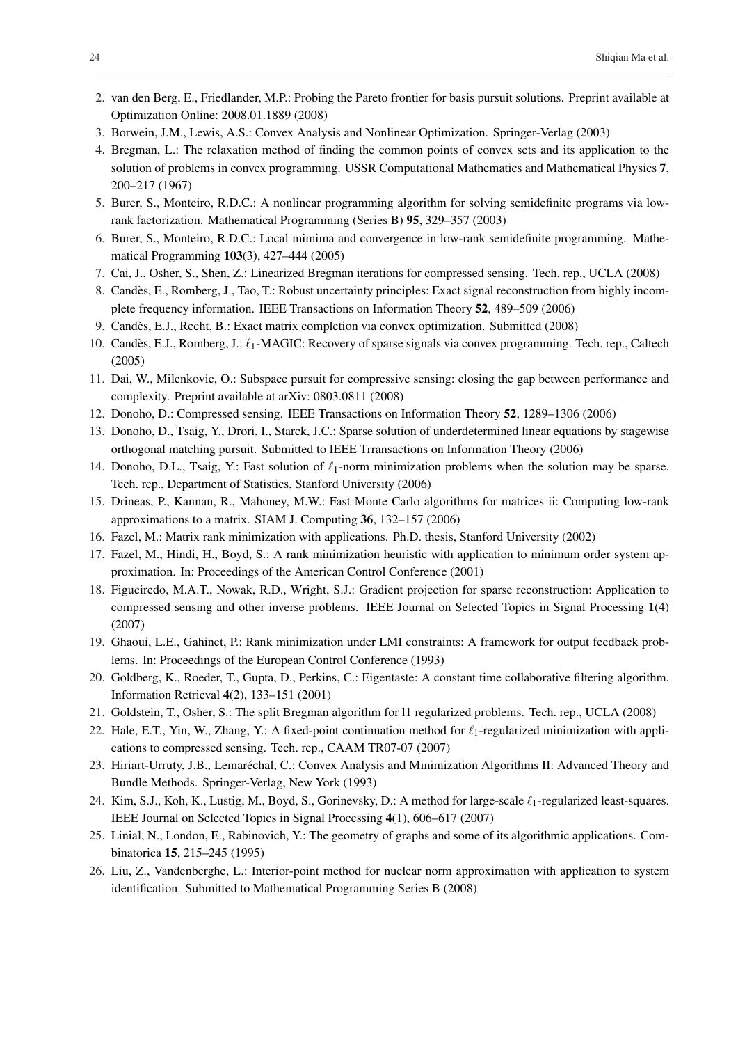2. van den Berg, E., Friedlander, M.P.: Probing the Pareto frontier for basis pursuit solutions. Preprint available at Optimization Online: 2008.01.1889 (2008)
3. Borwein, J.M., Lewis, A.S.: Convex Analysis and Nonlinear Optimization. Springer-Verlag (2003)
4. Bregman, L.: The relaxation method of finding the common points of convex sets and its application to the solution of problems in convex programming. USSR Computational Mathematics and Mathematical Physics **7**, 200–217 (1967)
5. Burer, S., Monteiro, R.D.C.: A nonlinear programming algorithm for solving semidefinite programs via low-rank factorization. Mathematical Programming (Series B) **95**, 329–357 (2003)
6. Burer, S., Monteiro, R.D.C.: Local mimima and convergence in low-rank semidefinite programming. Mathematical Programming **103**(3), 427–444 (2005)
7. Cai, J., Osher, S., Shen, Z.: Linearized Bregman iterations for compressed sensing. Tech. rep., UCLA (2008)
8. Candès, E., Romberg, J., Tao, T.: Robust uncertainty principles: Exact signal reconstruction from highly incomplete frequency information. IEEE Transactions on Information Theory **52**, 489–509 (2006)
9. Candès, E.J., Recht, B.: Exact matrix completion via convex optimization. Submitted (2008)
10. Candès, E.J., Romberg, J.: $\ell_1$-MAGIC: Recovery of sparse signals via convex programming. Tech. rep., Caltech (2005)
11. Dai, W., Milenkovic, O.: Subspace pursuit for compressive sensing: closing the gap between performance and complexity. Preprint available at arXiv: 0803.0811 (2008)
12. Donoho, D.: Compressed sensing. IEEE Transactions on Information Theory **52**, 1289–1306 (2006)
13. Donoho, D., Tsaig, Y., Drori, I., Starck, J.C.: Sparse solution of underdetermined linear equations by stagewise orthogonal matching pursuit. Submitted to IEEE Trransactions on Information Theory (2006)
14. Donoho, D.L., Tsaig, Y.: Fast solution of $\ell_1$-norm minimization problems when the solution may be sparse. Tech. rep., Department of Statistics, Stanford University (2006)
15. Drineas, P., Kannan, R., Mahoney, M.W.: Fast Monte Carlo algorithms for matrices ii: Computing low-rank approximations to a matrix. SIAM J. Computing **36**, 132–157 (2006)
16. Fazel, M.: Matrix rank minimization with applications. Ph.D. thesis, Stanford University (2002)
17. Fazel, M., Hindi, H., Boyd, S.: A rank minimization heuristic with application to minimum order system approximation. In: Proceedings of the American Control Conference (2001)
18. Figueiredo, M.A.T., Nowak, R.D., Wright, S.J.: Gradient projection for sparse reconstruction: Application to compressed sensing and other inverse problems. IEEE Journal on Selected Topics in Signal Processing **1**(4) (2007)
19. Ghaoui, L.E., Gahinet, P.: Rank minimization under LMI constraints: A framework for output feedback problems. In: Proceedings of the European Control Conference (1993)
20. Goldberg, K., Roeder, T., Gupta, D., Perkins, C.: Eigentaste: A constant time collaborative filtering algorithm. Information Retrieval **4**(2), 133–151 (2001)
21. Goldstein, T., Osher, S.: The split Bregman algorithm for l1 regularized problems. Tech. rep., UCLA (2008)
22. Hale, E.T., Yin, W., Zhang, Y.: A fixed-point continuation method for $\ell_1$-regularized minimization with applications to compressed sensing. Tech. rep., CAAM TR07-07 (2007)
23. Hiriart-Urruty, J.B., Lemaréchal, C.: Convex Analysis and Minimization Algorithms II: Advanced Theory and Bundle Methods. Springer-Verlag, New York (1993)
24. Kim, S.J., Koh, K., Lustig, M., Boyd, S., Gorinevsky, D.: A method for large-scale $\ell_1$-regularized least-squares. IEEE Journal on Selected Topics in Signal Processing **4**(1), 606–617 (2007)
25. Linial, N., London, E., Rabinovich, Y.: The geometry of graphs and some of its algorithmic applications. Combinatorica **15**, 215–245 (1995)
26. Liu, Z., Vandenberghe, L.: Interior-point method for nuclear norm approximation with application to system identification. Submitted to Mathematical Programming Series B (2008)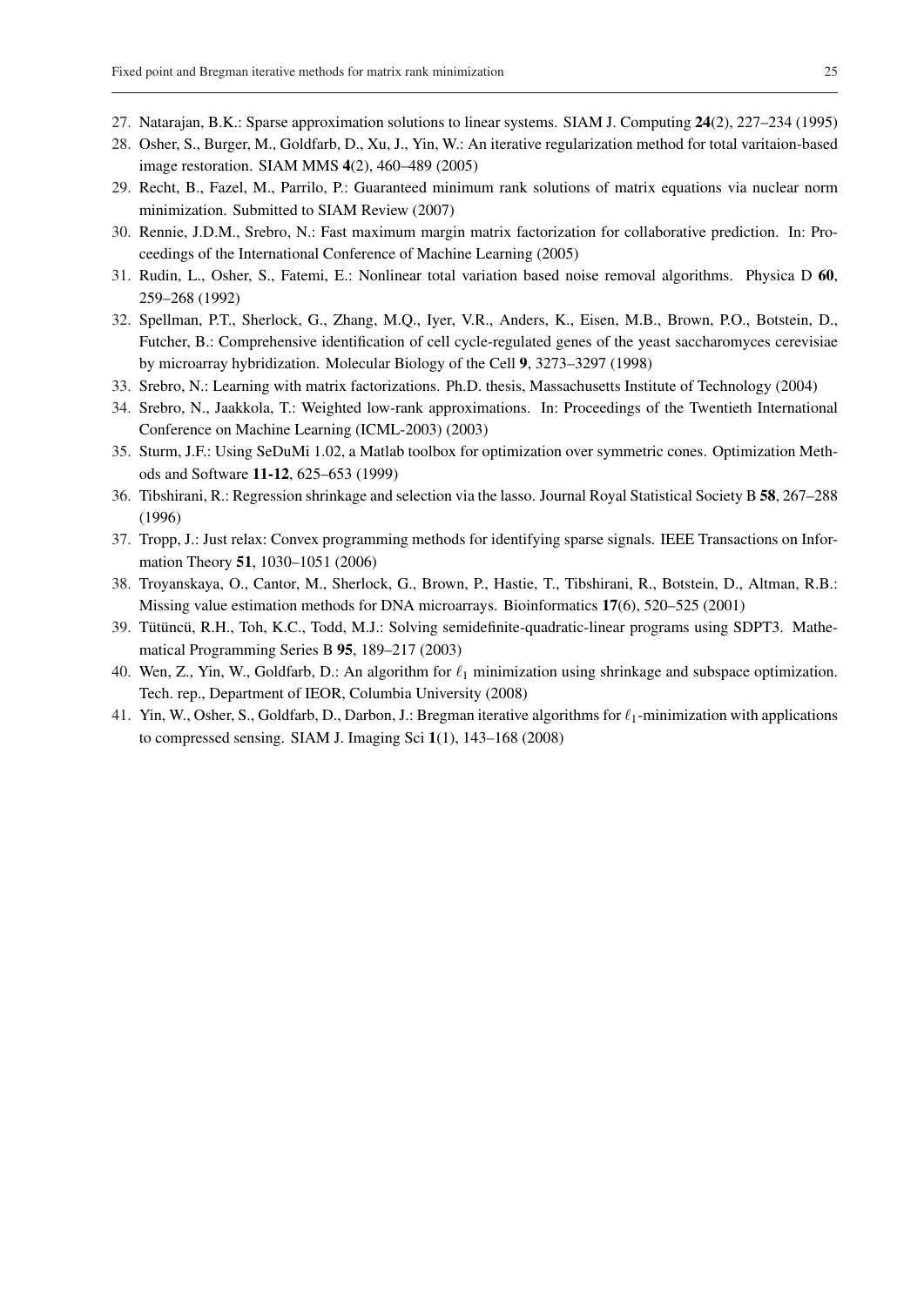27. Natarajan, B.K.: Sparse approximation solutions to linear systems. SIAM J. Computing **24**(2), 227–234 (1995)
28. Osher, S., Burger, M., Goldfarb, D., Xu, J., Yin, W.: An iterative regularization method for total varitaion-based image restoration. SIAM MMS **4**(2), 460–489 (2005)
29. Recht, B., Fazel, M., Parrilo, P.: Guaranteed minimum rank solutions of matrix equations via nuclear norm minimization. Submitted to SIAM Review (2007)
30. Rennie, J.D.M., Srebro, N.: Fast maximum margin matrix factorization for collaborative prediction. In: Proceedings of the International Conference of Machine Learning (2005)
31. Rudin, L., Osher, S., Fatemi, E.: Nonlinear total variation based noise removal algorithms. Physica D **60**, 259–268 (1992)
32. Spellman, P.T., Sherlock, G., Zhang, M.Q., Iyer, V.R., Anders, K., Eisen, M.B., Brown, P.O., Botstein, D., Futcher, B.: Comprehensive identification of cell cycle-regulated genes of the yeast saccharomyces cerevisiae by microarray hybridization. Molecular Biology of the Cell **9**, 3273–3297 (1998)
33. Srebro, N.: Learning with matrix factorizations. Ph.D. thesis, Massachusetts Institute of Technology (2004)
34. Srebro, N., Jaakkola, T.: Weighted low-rank approximations. In: Proceedings of the Twentieth International Conference on Machine Learning (ICML-2003) (2003)
35. Sturm, J.F.: Using SeDuMi 1.02, a Matlab toolbox for optimization over symmetric cones. Optimization Methods and Software **11-12**, 625–653 (1999)
36. Tibshirani, R.: Regression shrinkage and selection via the lasso. Journal Royal Statistical Society B **58**, 267–288 (1996)
37. Tropp, J.: Just relax: Convex programming methods for identifying sparse signals. IEEE Transactions on Information Theory **51**, 1030–1051 (2006)
38. Troyanskaya, O., Cantor, M., Sherlock, G., Brown, P., Hastie, T., Tibshirani, R., Botstein, D., Altman, R.B.: Missing value estimation methods for DNA microarrays. Bioinformatics **17**(6), 520–525 (2001)
39. Tütüncü, R.H., Toh, K.C., Todd, M.J.: Solving semidefinite-quadratic-linear programs using SDPT3. Mathematical Programming Series B **95**, 189–217 (2003)
40. Wen, Z., Yin, W., Goldfarb, D.: An algorithm for $\ell_1$ minimization using shrinkage and subspace optimization. Tech. rep., Department of IEOR, Columbia University (2008)
41. Yin, W., Osher, S., Goldfarb, D., Darbon, J.: Bregman iterative algorithms for $\ell_1$-minimization with applications to compressed sensing. SIAM J. Imaging Sci **1**(1), 143–168 (2008)